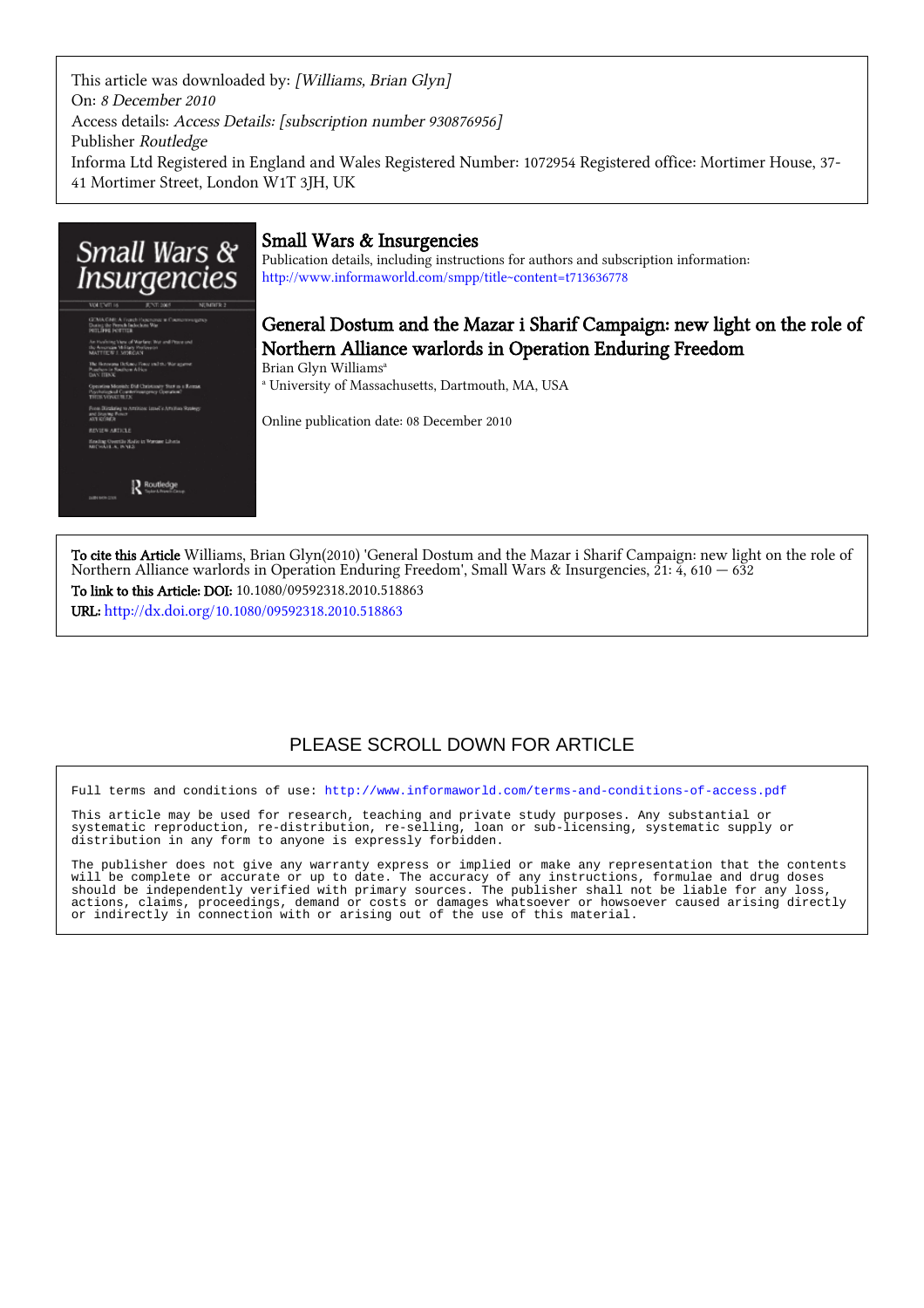This article was downloaded by: *[Williams, Brian Glyn]*
On: *8 December 2010*
Access details: *Access Details: [subscription number 930876956]*
Publisher *Routledge*
Informa Ltd Registered in England and Wales Registered Number: 1072954 Registered office: Mortimer House, 37-41 Mortimer Street, London W1T 3JH, UK

## Small Wars & Insurgencies

Publication details, including instructions for authors and subscription information:
http://www.informaworld.com/smpp/title~content=t713636778

# General Dostum and the Mazar i Sharif Campaign: new light on the role of Northern Alliance warlords in Operation Enduring Freedom

Brian Glyn Williams[a]

[a] University of Massachusetts, Dartmouth, MA, USA

Online publication date: 08 December 2010

**To cite this Article** Williams, Brian Glyn(2010) 'General Dostum and the Mazar i Sharif Campaign: new light on the role of Northern Alliance warlords in Operation Enduring Freedom', Small Wars & Insurgencies, 21: 4, 610 — 632

**To link to this Article: DOI:** 10.1080/09592318.2010.518863

**URL:** http://dx.doi.org/10.1080/09592318.2010.518863

PLEASE SCROLL DOWN FOR ARTICLE

Full terms and conditions of use: http://www.informaworld.com/terms-and-conditions-of-access.pdf

This article may be used for research, teaching and private study purposes. Any substantial or systematic reproduction, re-distribution, re-selling, loan or sub-licensing, systematic supply or distribution in any form to anyone is expressly forbidden.

The publisher does not give any warranty express or implied or make any representation that the contents will be complete or accurate or up to date. The accuracy of any instructions, formulae and drug doses should be independently verified with primary sources. The publisher shall not be liable for any loss, actions, claims, proceedings, demand or costs or damages whatsoever or howsoever caused arising directly or indirectly in connection with or arising out of the use of this material.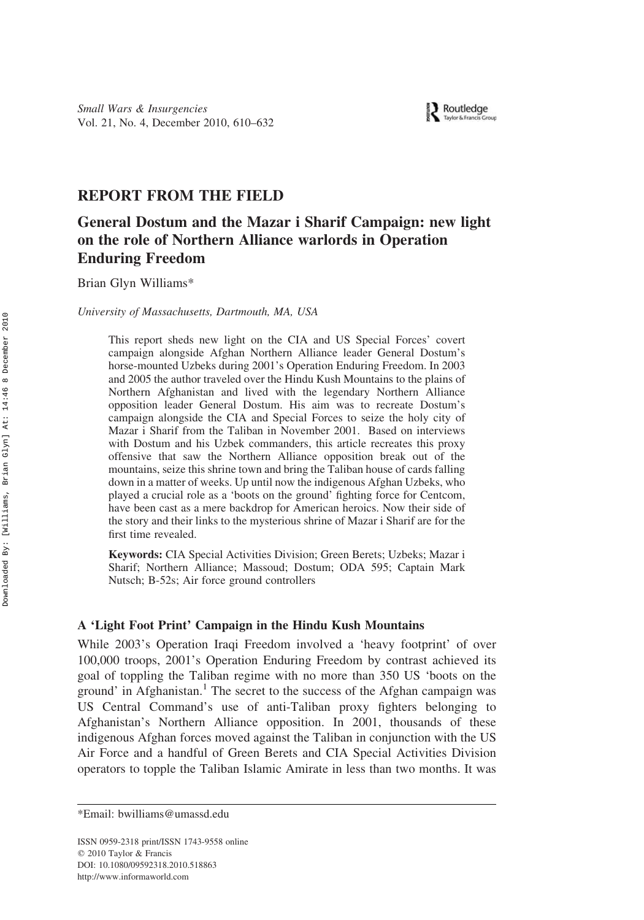## REPORT FROM THE FIELD

# General Dostum and the Mazar i Sharif Campaign: new light on the role of Northern Alliance warlords in Operation Enduring Freedom

Brian Glyn Williams*

*University of Massachusetts, Dartmouth, MA, USA*

> This report sheds new light on the CIA and US Special Forces' covert campaign alongside Afghan Northern Alliance leader General Dostum's horse-mounted Uzbeks during 2001's Operation Enduring Freedom. In 2003 and 2005 the author traveled over the Hindu Kush Mountains to the plains of Northern Afghanistan and lived with the legendary Northern Alliance opposition leader General Dostum. His aim was to recreate Dostum's campaign alongside the CIA and Special Forces to seize the holy city of Mazar i Sharif from the Taliban in November 2001. Based on interviews with Dostum and his Uzbek commanders, this article recreates this proxy offensive that saw the Northern Alliance opposition break out of the mountains, seize this shrine town and bring the Taliban house of cards falling down in a matter of weeks. Up until now the indigenous Afghan Uzbeks, who played a crucial role as a 'boots on the ground' fighting force for Centcom, have been cast as a mere backdrop for American heroics. Now their side of the story and their links to the mysterious shrine of Mazar i Sharif are for the first time revealed.
>
> **Keywords:** CIA Special Activities Division; Green Berets; Uzbeks; Mazar i Sharif; Northern Alliance; Massoud; Dostum; ODA 595; Captain Mark Nutsch; B-52s; Air force ground controllers

### A 'Light Foot Print' Campaign in the Hindu Kush Mountains

While 2003's Operation Iraqi Freedom involved a 'heavy footprint' of over 100,000 troops, 2001's Operation Enduring Freedom by contrast achieved its goal of toppling the Taliban regime with no more than 350 US 'boots on the ground' in Afghanistan.[1] The secret to the success of the Afghan campaign was US Central Command's use of anti-Taliban proxy fighters belonging to Afghanistan's Northern Alliance opposition. In 2001, thousands of these indigenous Afghan forces moved against the Taliban in conjunction with the US Air Force and a handful of Green Berets and CIA Special Activities Division operators to topple the Taliban Islamic Amirate in less than two months. It was

*Email: bwilliams@umassd.edu

ISSN 0959-2318 print/ISSN 1743-9558 online
© 2010 Taylor & Francis
DOI: 10.1080/09592318.2010.518863
http://www.informaworld.com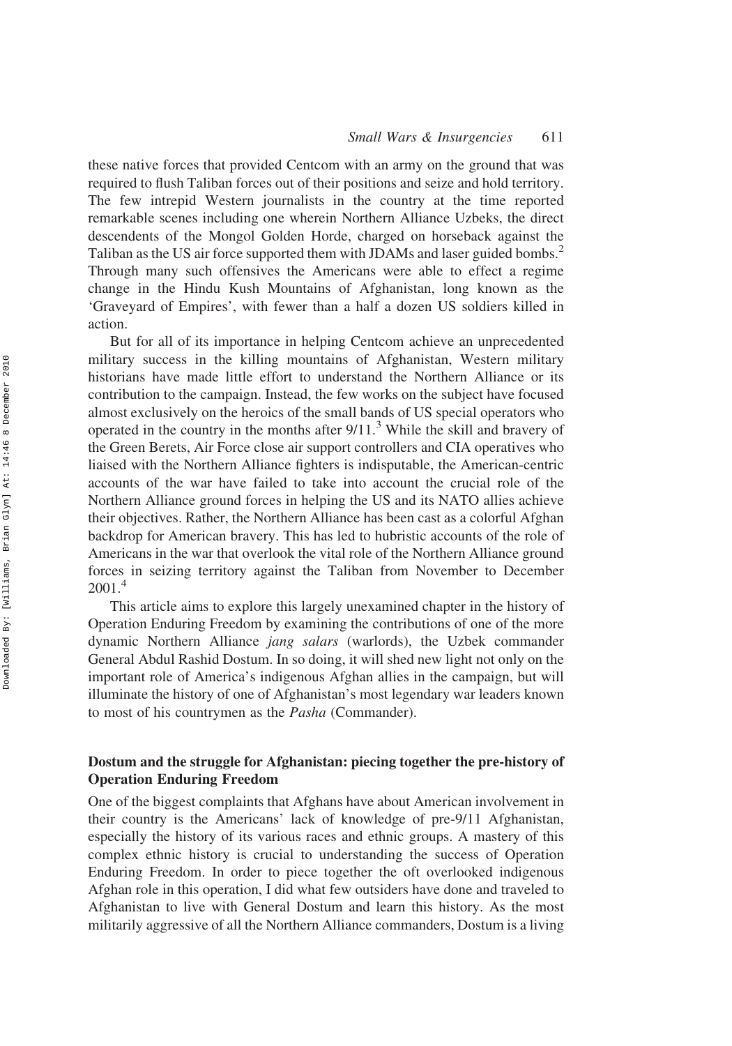these native forces that provided Centcom with an army on the ground that was required to flush Taliban forces out of their positions and seize and hold territory. The few intrepid Western journalists in the country at the time reported remarkable scenes including one wherein Northern Alliance Uzbeks, the direct descendents of the Mongol Golden Horde, charged on horseback against the Taliban as the US air force supported them with JDAMs and laser guided bombs.[2] Through many such offensives the Americans were able to effect a regime change in the Hindu Kush Mountains of Afghanistan, long known as the 'Graveyard of Empires', with fewer than a half a dozen US soldiers killed in action.

But for all of its importance in helping Centcom achieve an unprecedented military success in the killing mountains of Afghanistan, Western military historians have made little effort to understand the Northern Alliance or its contribution to the campaign. Instead, the few works on the subject have focused almost exclusively on the heroics of the small bands of US special operators who operated in the country in the months after 9/11.[3] While the skill and bravery of the Green Berets, Air Force close air support controllers and CIA operatives who liaised with the Northern Alliance fighters is indisputable, the American-centric accounts of the war have failed to take into account the crucial role of the Northern Alliance ground forces in helping the US and its NATO allies achieve their objectives. Rather, the Northern Alliance has been cast as a colorful Afghan backdrop for American bravery. This has led to hubristic accounts of the role of Americans in the war that overlook the vital role of the Northern Alliance ground forces in seizing territory against the Taliban from November to December 2001.[4]

This article aims to explore this largely unexamined chapter in the history of Operation Enduring Freedom by examining the contributions of one of the more dynamic Northern Alliance *jang salars* (warlords), the Uzbek commander General Abdul Rashid Dostum. In so doing, it will shed new light not only on the important role of America's indigenous Afghan allies in the campaign, but will illuminate the history of one of Afghanistan's most legendary war leaders known to most of his countrymen as the *Pasha* (Commander).

## Dostum and the struggle for Afghanistan: piecing together the pre-history of Operation Enduring Freedom

One of the biggest complaints that Afghans have about American involvement in their country is the Americans' lack of knowledge of pre-9/11 Afghanistan, especially the history of its various races and ethnic groups. A mastery of this complex ethnic history is crucial to understanding the success of Operation Enduring Freedom. In order to piece together the oft overlooked indigenous Afghan role in this operation, I did what few outsiders have done and traveled to Afghanistan to live with General Dostum and learn this history. As the most militarily aggressive of all the Northern Alliance commanders, Dostum is a living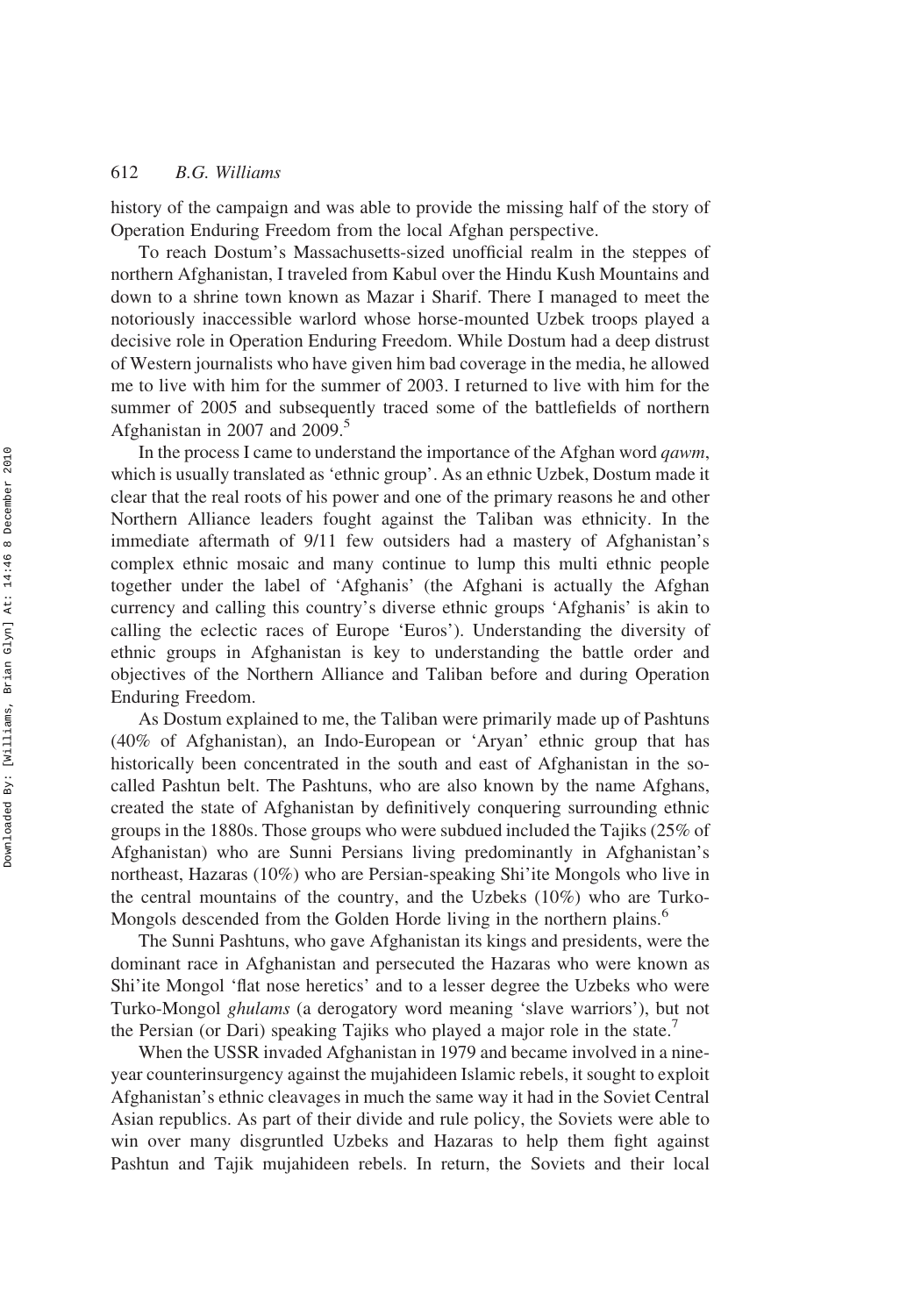history of the campaign and was able to provide the missing half of the story of Operation Enduring Freedom from the local Afghan perspective.

To reach Dostum's Massachusetts-sized unofficial realm in the steppes of northern Afghanistan, I traveled from Kabul over the Hindu Kush Mountains and down to a shrine town known as Mazar i Sharif. There I managed to meet the notoriously inaccessible warlord whose horse-mounted Uzbek troops played a decisive role in Operation Enduring Freedom. While Dostum had a deep distrust of Western journalists who have given him bad coverage in the media, he allowed me to live with him for the summer of 2003. I returned to live with him for the summer of 2005 and subsequently traced some of the battlefields of northern Afghanistan in 2007 and 2009.[5]

In the process I came to understand the importance of the Afghan word *qawm*, which is usually translated as 'ethnic group'. As an ethnic Uzbek, Dostum made it clear that the real roots of his power and one of the primary reasons he and other Northern Alliance leaders fought against the Taliban was ethnicity. In the immediate aftermath of 9/11 few outsiders had a mastery of Afghanistan's complex ethnic mosaic and many continue to lump this multi ethnic people together under the label of 'Afghanis' (the Afghani is actually the Afghan currency and calling this country's diverse ethnic groups 'Afghanis' is akin to calling the eclectic races of Europe 'Euros'). Understanding the diversity of ethnic groups in Afghanistan is key to understanding the battle order and objectives of the Northern Alliance and Taliban before and during Operation Enduring Freedom.

As Dostum explained to me, the Taliban were primarily made up of Pashtuns (40% of Afghanistan), an Indo-European or 'Aryan' ethnic group that has historically been concentrated in the south and east of Afghanistan in the so-called Pashtun belt. The Pashtuns, who are also known by the name Afghans, created the state of Afghanistan by definitively conquering surrounding ethnic groups in the 1880s. Those groups who were subdued included the Tajiks (25% of Afghanistan) who are Sunni Persians living predominantly in Afghanistan's northeast, Hazaras (10%) who are Persian-speaking Shi'ite Mongols who live in the central mountains of the country, and the Uzbeks (10%) who are Turko-Mongols descended from the Golden Horde living in the northern plains.[6]

The Sunni Pashtuns, who gave Afghanistan its kings and presidents, were the dominant race in Afghanistan and persecuted the Hazaras who were known as Shi'ite Mongol 'flat nose heretics' and to a lesser degree the Uzbeks who were Turko-Mongol *ghulams* (a derogatory word meaning 'slave warriors'), but not the Persian (or Dari) speaking Tajiks who played a major role in the state.[7]

When the USSR invaded Afghanistan in 1979 and became involved in a nine-year counterinsurgency against the mujahideen Islamic rebels, it sought to exploit Afghanistan's ethnic cleavages in much the same way it had in the Soviet Central Asian republics. As part of their divide and rule policy, the Soviets were able to win over many disgruntled Uzbeks and Hazaras to help them fight against Pashtun and Tajik mujahideen rebels. In return, the Soviets and their local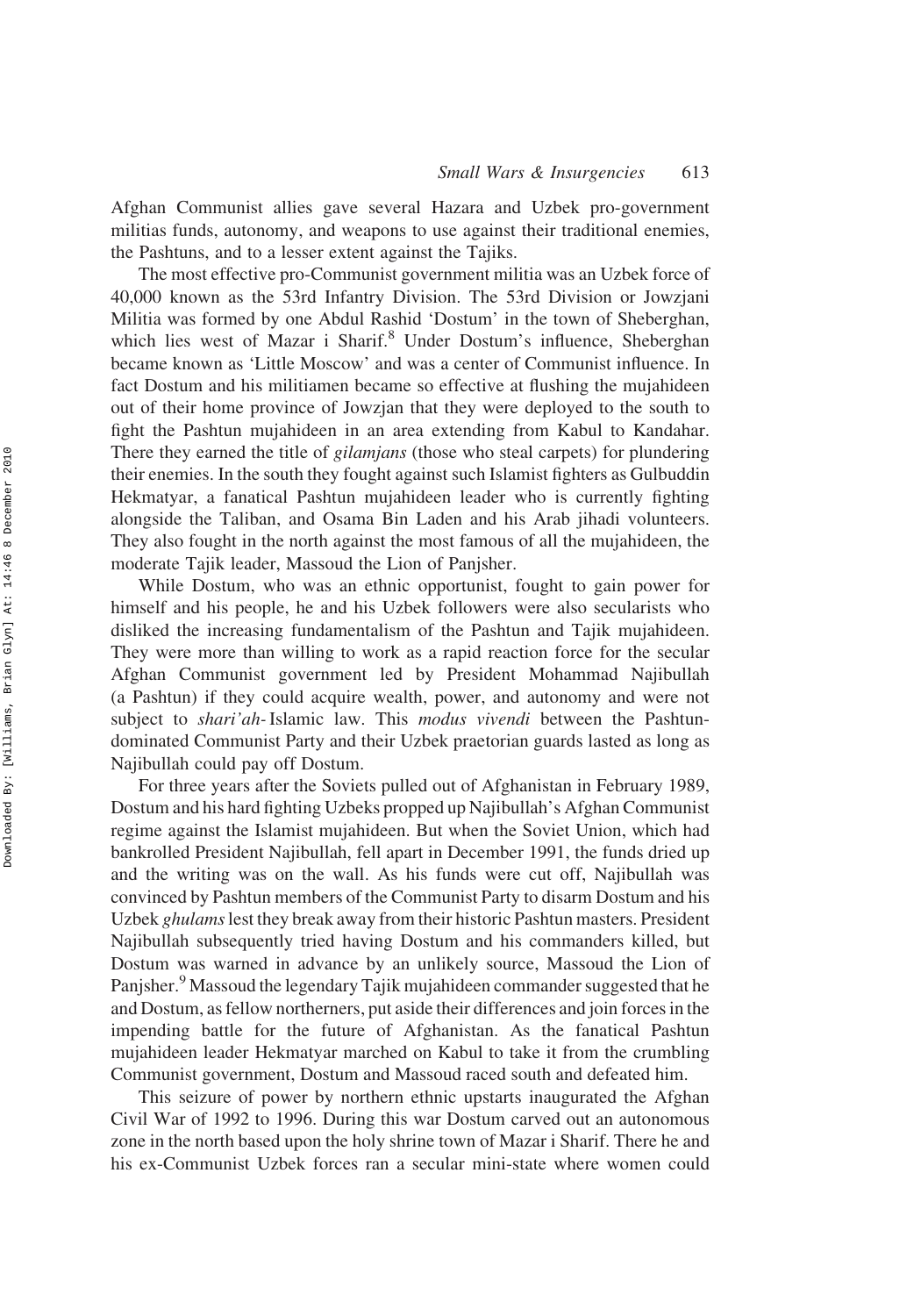Afghan Communist allies gave several Hazara and Uzbek pro-government militias funds, autonomy, and weapons to use against their traditional enemies, the Pashtuns, and to a lesser extent against the Tajiks.

The most effective pro-Communist government militia was an Uzbek force of 40,000 known as the 53rd Infantry Division. The 53rd Division or Jowzjani Militia was formed by one Abdul Rashid 'Dostum' in the town of Sheberghan, which lies west of Mazar i Sharif.[8] Under Dostum's influence, Sheberghan became known as 'Little Moscow' and was a center of Communist influence. In fact Dostum and his militiamen became so effective at flushing the mujahideen out of their home province of Jowzjan that they were deployed to the south to fight the Pashtun mujahideen in an area extending from Kabul to Kandahar. There they earned the title of *gilamjans* (those who steal carpets) for plundering their enemies. In the south they fought against such Islamist fighters as Gulbuddin Hekmatyar, a fanatical Pashtun mujahideen leader who is currently fighting alongside the Taliban, and Osama Bin Laden and his Arab jihadi volunteers. They also fought in the north against the most famous of all the mujahideen, the moderate Tajik leader, Massoud the Lion of Panjsher.

While Dostum, who was an ethnic opportunist, fought to gain power for himself and his people, he and his Uzbek followers were also secularists who disliked the increasing fundamentalism of the Pashtun and Tajik mujahideen. They were more than willing to work as a rapid reaction force for the secular Afghan Communist government led by President Mohammad Najibullah (a Pashtun) if they could acquire wealth, power, and autonomy and were not subject to *shari'ah*-Islamic law. This *modus vivendi* between the Pashtun-dominated Communist Party and their Uzbek praetorian guards lasted as long as Najibullah could pay off Dostum.

For three years after the Soviets pulled out of Afghanistan in February 1989, Dostum and his hard fighting Uzbeks propped up Najibullah's Afghan Communist regime against the Islamist mujahideen. But when the Soviet Union, which had bankrolled President Najibullah, fell apart in December 1991, the funds dried up and the writing was on the wall. As his funds were cut off, Najibullah was convinced by Pashtun members of the Communist Party to disarm Dostum and his Uzbek *ghulams* lest they break away from their historic Pashtun masters. President Najibullah subsequently tried having Dostum and his commanders killed, but Dostum was warned in advance by an unlikely source, Massoud the Lion of Panjsher.[9] Massoud the legendary Tajik mujahideen commander suggested that he and Dostum, as fellow northerners, put aside their differences and join forces in the impending battle for the future of Afghanistan. As the fanatical Pashtun mujahideen leader Hekmatyar marched on Kabul to take it from the crumbling Communist government, Dostum and Massoud raced south and defeated him.

This seizure of power by northern ethnic upstarts inaugurated the Afghan Civil War of 1992 to 1996. During this war Dostum carved out an autonomous zone in the north based upon the holy shrine town of Mazar i Sharif. There he and his ex-Communist Uzbek forces ran a secular mini-state where women could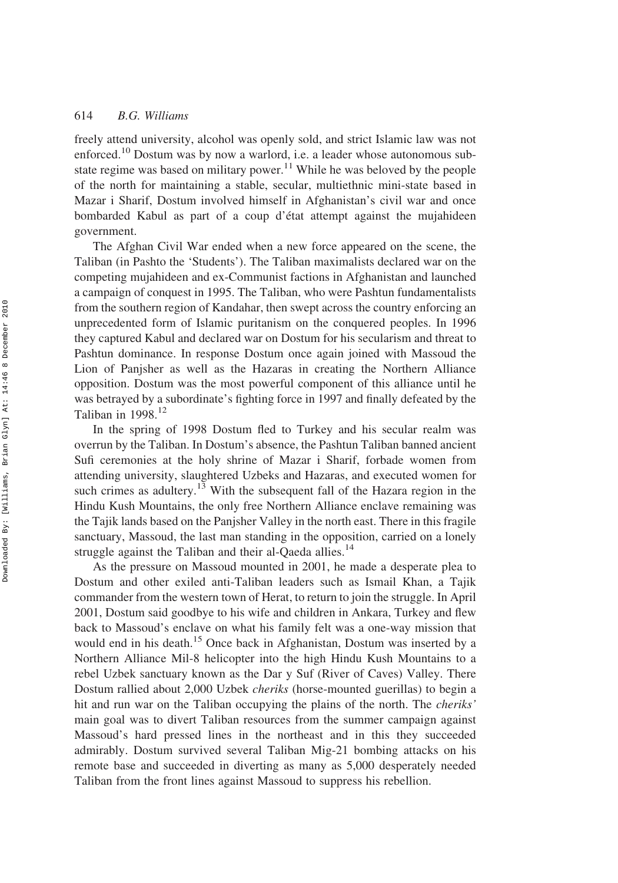freely attend university, alcohol was openly sold, and strict Islamic law was not enforced.[10] Dostum was by now a warlord, i.e. a leader whose autonomous sub-state regime was based on military power.[11] While he was beloved by the people of the north for maintaining a stable, secular, multiethnic mini-state based in Mazar i Sharif, Dostum involved himself in Afghanistan's civil war and once bombarded Kabul as part of a coup d'état attempt against the mujahideen government.

The Afghan Civil War ended when a new force appeared on the scene, the Taliban (in Pashto the 'Students'). The Taliban maximalists declared war on the competing mujahideen and ex-Communist factions in Afghanistan and launched a campaign of conquest in 1995. The Taliban, who were Pashtun fundamentalists from the southern region of Kandahar, then swept across the country enforcing an unprecedented form of Islamic puritanism on the conquered peoples. In 1996 they captured Kabul and declared war on Dostum for his secularism and threat to Pashtun dominance. In response Dostum once again joined with Massoud the Lion of Panjsher as well as the Hazaras in creating the Northern Alliance opposition. Dostum was the most powerful component of this alliance until he was betrayed by a subordinate's fighting force in 1997 and finally defeated by the Taliban in 1998.[12]

In the spring of 1998 Dostum fled to Turkey and his secular realm was overrun by the Taliban. In Dostum's absence, the Pashtun Taliban banned ancient Sufi ceremonies at the holy shrine of Mazar i Sharif, forbade women from attending university, slaughtered Uzbeks and Hazaras, and executed women for such crimes as adultery.[13] With the subsequent fall of the Hazara region in the Hindu Kush Mountains, the only free Northern Alliance enclave remaining was the Tajik lands based on the Panjsher Valley in the north east. There in this fragile sanctuary, Massoud, the last man standing in the opposition, carried on a lonely struggle against the Taliban and their al-Qaeda allies.[14]

As the pressure on Massoud mounted in 2001, he made a desperate plea to Dostum and other exiled anti-Taliban leaders such as Ismail Khan, a Tajik commander from the western town of Herat, to return to join the struggle. In April 2001, Dostum said goodbye to his wife and children in Ankara, Turkey and flew back to Massoud's enclave on what his family felt was a one-way mission that would end in his death.[15] Once back in Afghanistan, Dostum was inserted by a Northern Alliance Mil-8 helicopter into the high Hindu Kush Mountains to a rebel Uzbek sanctuary known as the Dar y Suf (River of Caves) Valley. There Dostum rallied about 2,000 Uzbek *cheriks* (horse-mounted guerillas) to begin a hit and run war on the Taliban occupying the plains of the north. The *cheriks'* main goal was to divert Taliban resources from the summer campaign against Massoud's hard pressed lines in the northeast and in this they succeeded admirably. Dostum survived several Taliban Mig-21 bombing attacks on his remote base and succeeded in diverting as many as 5,000 desperately needed Taliban from the front lines against Massoud to suppress his rebellion.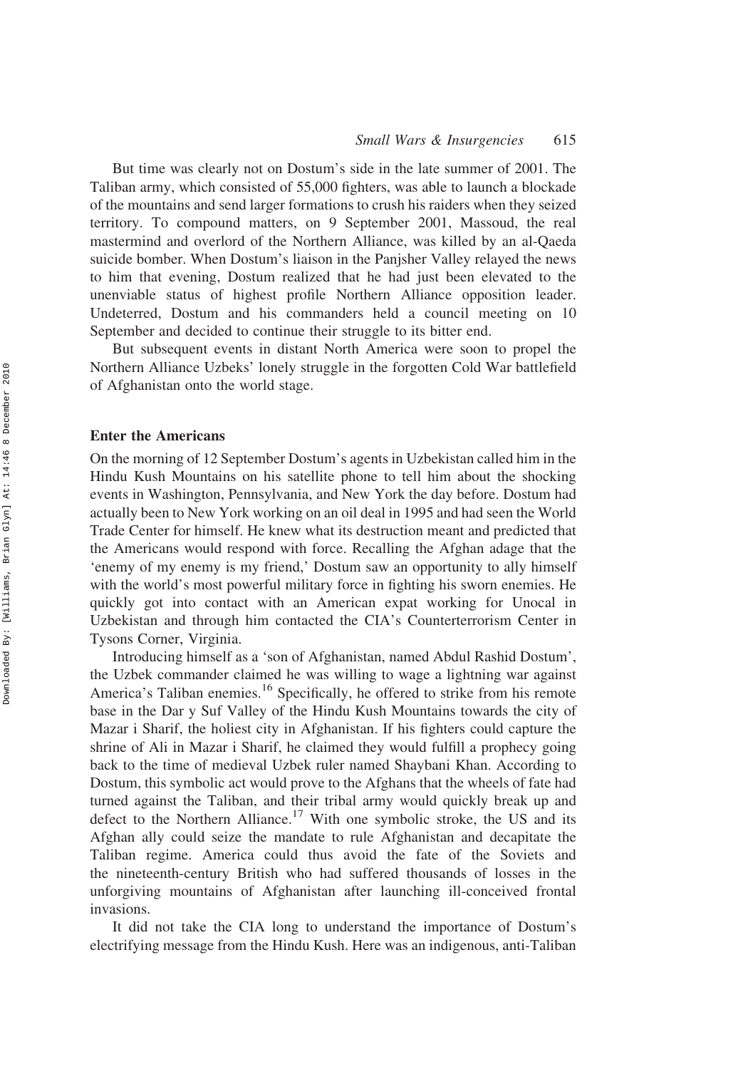But time was clearly not on Dostum's side in the late summer of 2001. The Taliban army, which consisted of 55,000 fighters, was able to launch a blockade of the mountains and send larger formations to crush his raiders when they seized territory. To compound matters, on 9 September 2001, Massoud, the real mastermind and overlord of the Northern Alliance, was killed by an al-Qaeda suicide bomber. When Dostum's liaison in the Panjsher Valley relayed the news to him that evening, Dostum realized that he had just been elevated to the unenviable status of highest profile Northern Alliance opposition leader. Undeterred, Dostum and his commanders held a council meeting on 10 September and decided to continue their struggle to its bitter end.

But subsequent events in distant North America were soon to propel the Northern Alliance Uzbeks' lonely struggle in the forgotten Cold War battlefield of Afghanistan onto the world stage.

## Enter the Americans

On the morning of 12 September Dostum's agents in Uzbekistan called him in the Hindu Kush Mountains on his satellite phone to tell him about the shocking events in Washington, Pennsylvania, and New York the day before. Dostum had actually been to New York working on an oil deal in 1995 and had seen the World Trade Center for himself. He knew what its destruction meant and predicted that the Americans would respond with force. Recalling the Afghan adage that the 'enemy of my enemy is my friend,' Dostum saw an opportunity to ally himself with the world's most powerful military force in fighting his sworn enemies. He quickly got into contact with an American expat working for Unocal in Uzbekistan and through him contacted the CIA's Counterterrorism Center in Tysons Corner, Virginia.

Introducing himself as a 'son of Afghanistan, named Abdul Rashid Dostum', the Uzbek commander claimed he was willing to wage a lightning war against America's Taliban enemies.[16] Specifically, he offered to strike from his remote base in the Dar y Suf Valley of the Hindu Kush Mountains towards the city of Mazar i Sharif, the holiest city in Afghanistan. If his fighters could capture the shrine of Ali in Mazar i Sharif, he claimed they would fulfill a prophecy going back to the time of medieval Uzbek ruler named Shaybani Khan. According to Dostum, this symbolic act would prove to the Afghans that the wheels of fate had turned against the Taliban, and their tribal army would quickly break up and defect to the Northern Alliance.[17] With one symbolic stroke, the US and its Afghan ally could seize the mandate to rule Afghanistan and decapitate the Taliban regime. America could thus avoid the fate of the Soviets and the nineteenth-century British who had suffered thousands of losses in the unforgiving mountains of Afghanistan after launching ill-conceived frontal invasions.

It did not take the CIA long to understand the importance of Dostum's electrifying message from the Hindu Kush. Here was an indigenous, anti-Taliban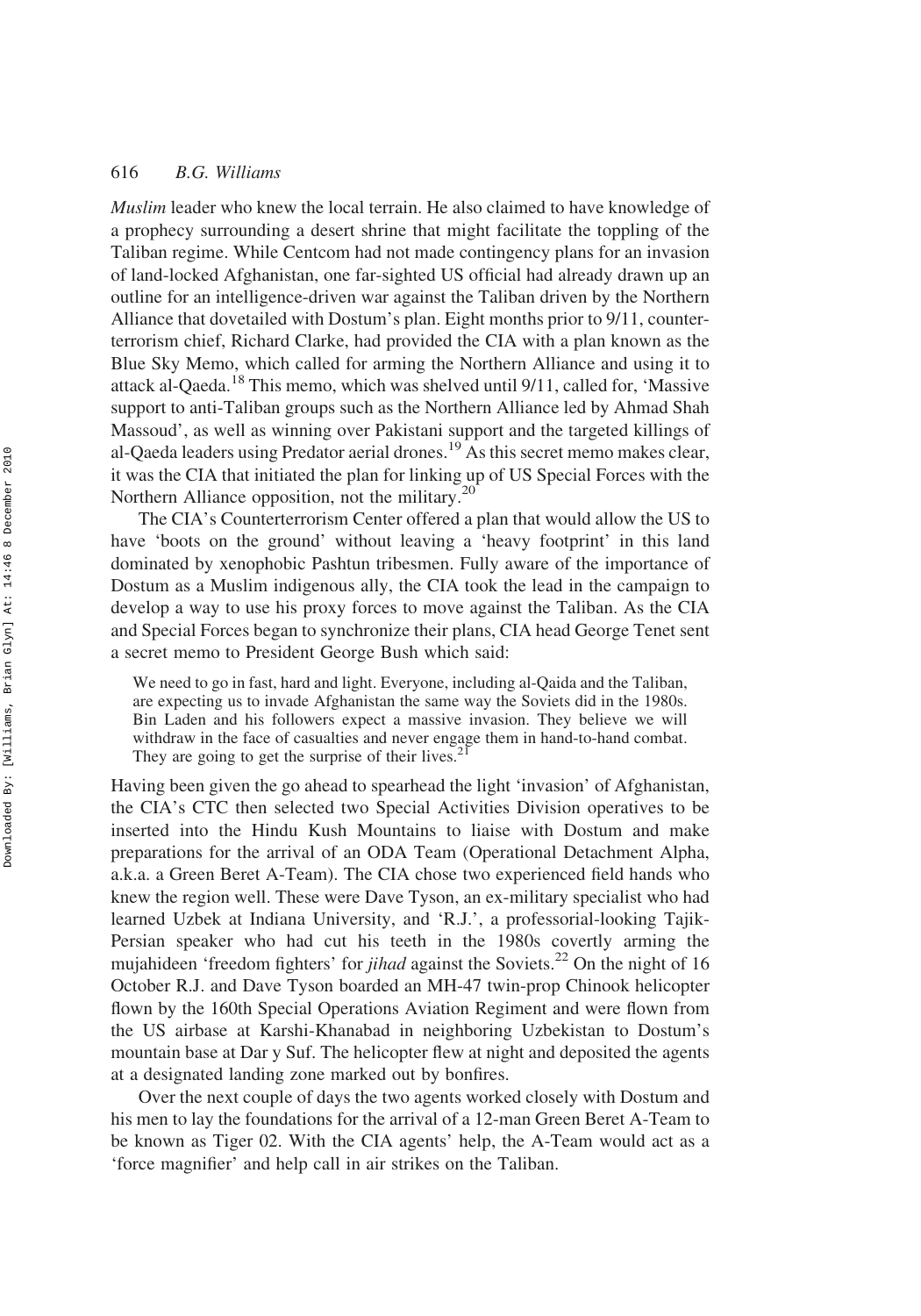*Muslim* leader who knew the local terrain. He also claimed to have knowledge of a prophecy surrounding a desert shrine that might facilitate the toppling of the Taliban regime. While Centcom had not made contingency plans for an invasion of land-locked Afghanistan, one far-sighted US official had already drawn up an outline for an intelligence-driven war against the Taliban driven by the Northern Alliance that dovetailed with Dostum's plan. Eight months prior to 9/11, counterterrorism chief, Richard Clarke, had provided the CIA with a plan known as the Blue Sky Memo, which called for arming the Northern Alliance and using it to attack al-Qaeda.[18] This memo, which was shelved until 9/11, called for, 'Massive support to anti-Taliban groups such as the Northern Alliance led by Ahmad Shah Massoud', as well as winning over Pakistani support and the targeted killings of al-Qaeda leaders using Predator aerial drones.[19] As this secret memo makes clear, it was the CIA that initiated the plan for linking up of US Special Forces with the Northern Alliance opposition, not the military.[20]

The CIA's Counterterrorism Center offered a plan that would allow the US to have 'boots on the ground' without leaving a 'heavy footprint' in this land dominated by xenophobic Pashtun tribesmen. Fully aware of the importance of Dostum as a Muslim indigenous ally, the CIA took the lead in the campaign to develop a way to use his proxy forces to move against the Taliban. As the CIA and Special Forces began to synchronize their plans, CIA head George Tenet sent a secret memo to President George Bush which said:

> We need to go in fast, hard and light. Everyone, including al-Qaida and the Taliban, are expecting us to invade Afghanistan the same way the Soviets did in the 1980s. Bin Laden and his followers expect a massive invasion. They believe we will withdraw in the face of casualties and never engage them in hand-to-hand combat. They are going to get the surprise of their lives.[21]

Having been given the go ahead to spearhead the light 'invasion' of Afghanistan, the CIA's CTC then selected two Special Activities Division operatives to be inserted into the Hindu Kush Mountains to liaise with Dostum and make preparations for the arrival of an ODA Team (Operational Detachment Alpha, a.k.a. a Green Beret A-Team). The CIA chose two experienced field hands who knew the region well. These were Dave Tyson, an ex-military specialist who had learned Uzbek at Indiana University, and 'R.J.', a professorial-looking Tajik-Persian speaker who had cut his teeth in the 1980s covertly arming the mujahideen 'freedom fighters' for *jihad* against the Soviets.[22] On the night of 16 October R.J. and Dave Tyson boarded an MH-47 twin-prop Chinook helicopter flown by the 160th Special Operations Aviation Regiment and were flown from the US airbase at Karshi-Khanabad in neighboring Uzbekistan to Dostum's mountain base at Dar y Suf. The helicopter flew at night and deposited the agents at a designated landing zone marked out by bonfires.

Over the next couple of days the two agents worked closely with Dostum and his men to lay the foundations for the arrival of a 12-man Green Beret A-Team to be known as Tiger 02. With the CIA agents' help, the A-Team would act as a 'force magnifier' and help call in air strikes on the Taliban.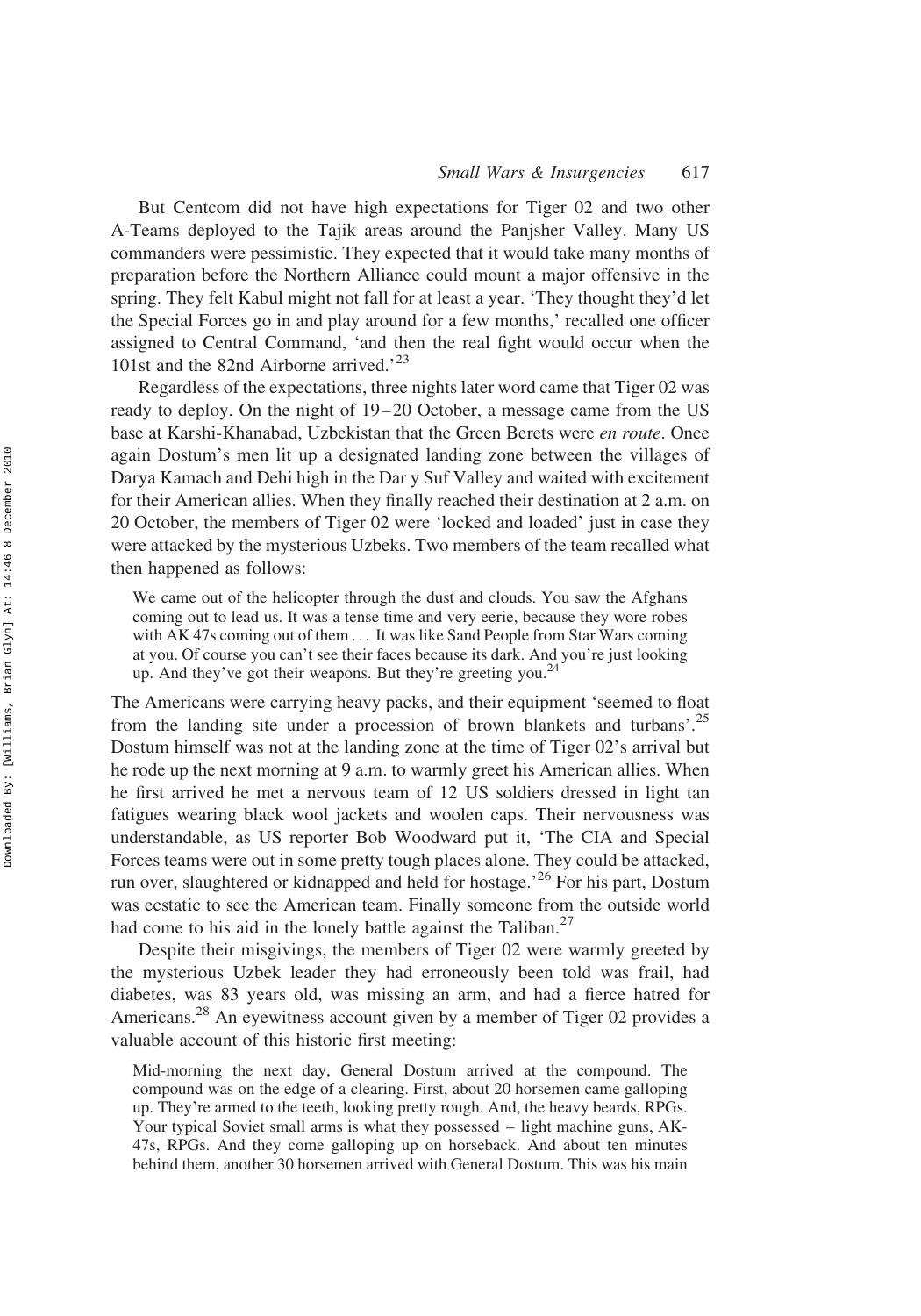But Centcom did not have high expectations for Tiger 02 and two other A-Teams deployed to the Tajik areas around the Panjsher Valley. Many US commanders were pessimistic. They expected that it would take many months of preparation before the Northern Alliance could mount a major offensive in the spring. They felt Kabul might not fall for at least a year. 'They thought they'd let the Special Forces go in and play around for a few months,' recalled one officer assigned to Central Command, 'and then the real fight would occur when the 101st and the 82nd Airborne arrived.'[23]

Regardless of the expectations, three nights later word came that Tiger 02 was ready to deploy. On the night of 19–20 October, a message came from the US base at Karshi-Khanabad, Uzbekistan that the Green Berets were *en route*. Once again Dostum's men lit up a designated landing zone between the villages of Darya Kamach and Dehi high in the Dar y Suf Valley and waited with excitement for their American allies. When they finally reached their destination at 2 a.m. on 20 October, the members of Tiger 02 were 'locked and loaded' just in case they were attacked by the mysterious Uzbeks. Two members of the team recalled what then happened as follows:

> We came out of the helicopter through the dust and clouds. You saw the Afghans coming out to lead us. It was a tense time and very eerie, because they wore robes with AK 47s coming out of them ... It was like Sand People from Star Wars coming at you. Of course you can't see their faces because its dark. And you're just looking up. And they've got their weapons. But they're greeting you.[24]

The Americans were carrying heavy packs, and their equipment 'seemed to float from the landing site under a procession of brown blankets and turbans'.[25] Dostum himself was not at the landing zone at the time of Tiger 02's arrival but he rode up the next morning at 9 a.m. to warmly greet his American allies. When he first arrived he met a nervous team of 12 US soldiers dressed in light tan fatigues wearing black wool jackets and woolen caps. Their nervousness was understandable, as US reporter Bob Woodward put it, 'The CIA and Special Forces teams were out in some pretty tough places alone. They could be attacked, run over, slaughtered or kidnapped and held for hostage.'[26] For his part, Dostum was ecstatic to see the American team. Finally someone from the outside world had come to his aid in the lonely battle against the Taliban.[27]

Despite their misgivings, the members of Tiger 02 were warmly greeted by the mysterious Uzbek leader they had erroneously been told was frail, had diabetes, was 83 years old, was missing an arm, and had a fierce hatred for Americans.[28] An eyewitness account given by a member of Tiger 02 provides a valuable account of this historic first meeting:

> Mid-morning the next day, General Dostum arrived at the compound. The compound was on the edge of a clearing. First, about 20 horsemen came galloping up. They're armed to the teeth, looking pretty rough. And, the heavy beards, RPGs. Your typical Soviet small arms is what they possessed – light machine guns, AK-47s, RPGs. And they come galloping up on horseback. And about ten minutes behind them, another 30 horsemen arrived with General Dostum. This was his main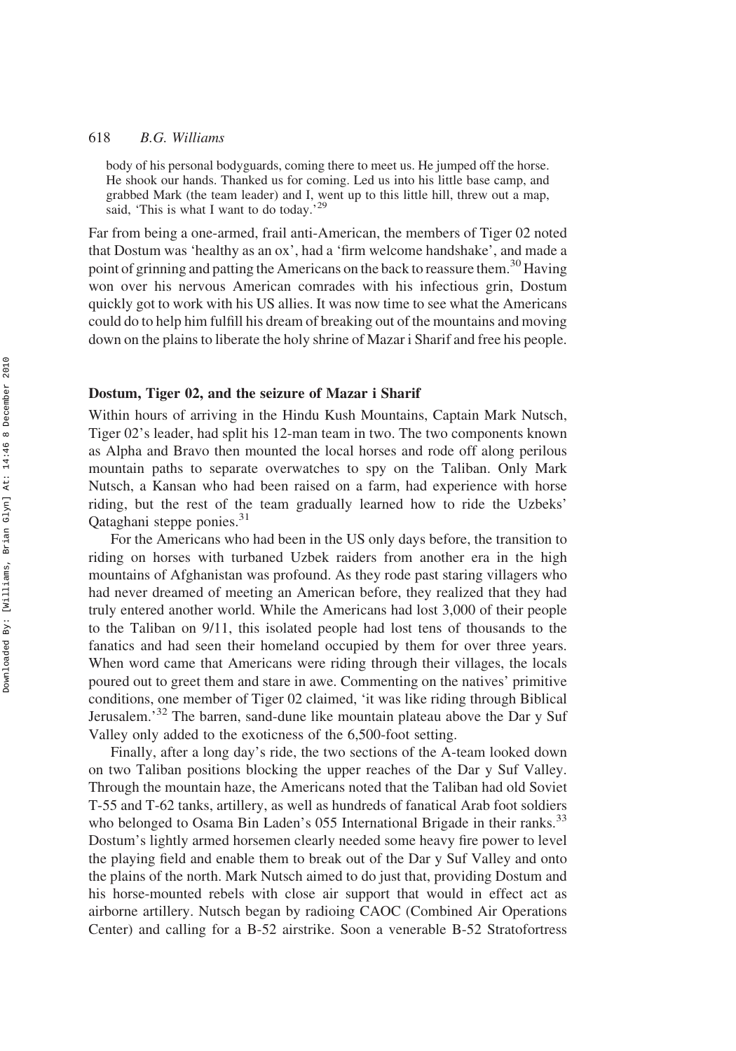> body of his personal bodyguards, coming there to meet us. He jumped off the horse. He shook our hands. Thanked us for coming. Led us into his little base camp, and grabbed Mark (the team leader) and I, went up to this little hill, threw out a map, said, 'This is what I want to do today.'[29]

Far from being a one-armed, frail anti-American, the members of Tiger 02 noted that Dostum was 'healthy as an ox', had a 'firm welcome handshake', and made a point of grinning and patting the Americans on the back to reassure them.[30] Having won over his nervous American comrades with his infectious grin, Dostum quickly got to work with his US allies. It was now time to see what the Americans could do to help him fulfill his dream of breaking out of the mountains and moving down on the plains to liberate the holy shrine of Mazar i Sharif and free his people.

## Dostum, Tiger 02, and the seizure of Mazar i Sharif

Within hours of arriving in the Hindu Kush Mountains, Captain Mark Nutsch, Tiger 02's leader, had split his 12-man team in two. The two components known as Alpha and Bravo then mounted the local horses and rode off along perilous mountain paths to separate overwatches to spy on the Taliban. Only Mark Nutsch, a Kansan who had been raised on a farm, had experience with horse riding, but the rest of the team gradually learned how to ride the Uzbeks' Qataghani steppe ponies.[31]

For the Americans who had been in the US only days before, the transition to riding on horses with turbaned Uzbek raiders from another era in the high mountains of Afghanistan was profound. As they rode past staring villagers who had never dreamed of meeting an American before, they realized that they had truly entered another world. While the Americans had lost 3,000 of their people to the Taliban on 9/11, this isolated people had lost tens of thousands to the fanatics and had seen their homeland occupied by them for over three years. When word came that Americans were riding through their villages, the locals poured out to greet them and stare in awe. Commenting on the natives' primitive conditions, one member of Tiger 02 claimed, 'it was like riding through Biblical Jerusalem.'[32] The barren, sand-dune like mountain plateau above the Dar y Suf Valley only added to the exoticness of the 6,500-foot setting.

Finally, after a long day's ride, the two sections of the A-team looked down on two Taliban positions blocking the upper reaches of the Dar y Suf Valley. Through the mountain haze, the Americans noted that the Taliban had old Soviet T-55 and T-62 tanks, artillery, as well as hundreds of fanatical Arab foot soldiers who belonged to Osama Bin Laden's 055 International Brigade in their ranks.[33] Dostum's lightly armed horsemen clearly needed some heavy fire power to level the playing field and enable them to break out of the Dar y Suf Valley and onto the plains of the north. Mark Nutsch aimed to do just that, providing Dostum and his horse-mounted rebels with close air support that would in effect act as airborne artillery. Nutsch began by radioing CAOC (Combined Air Operations Center) and calling for a B-52 airstrike. Soon a venerable B-52 Stratofortress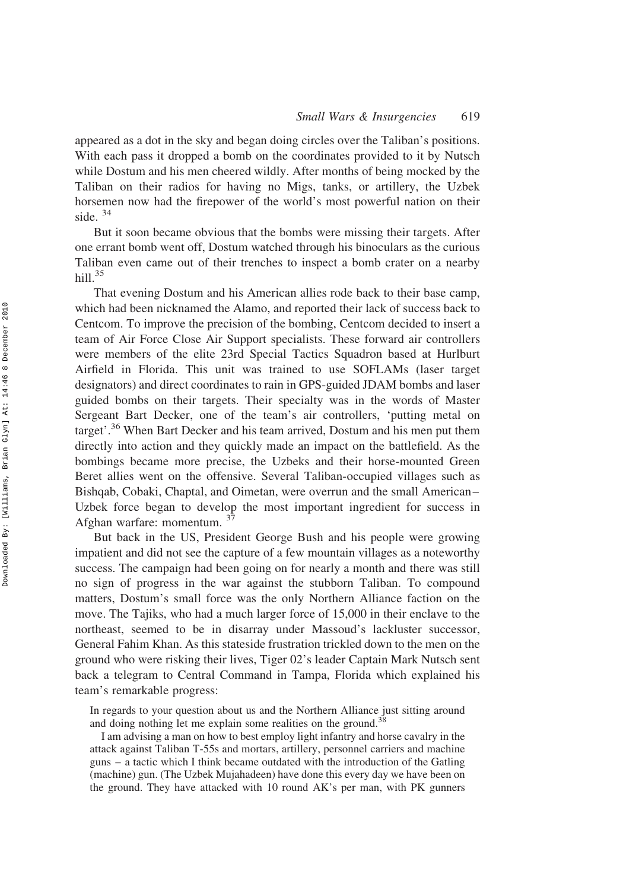appeared as a dot in the sky and began doing circles over the Taliban's positions. With each pass it dropped a bomb on the coordinates provided to it by Nutsch while Dostum and his men cheered wildly. After months of being mocked by the Taliban on their radios for having no Migs, tanks, or artillery, the Uzbek horsemen now had the firepower of the world's most powerful nation on their side. [34]

But it soon became obvious that the bombs were missing their targets. After one errant bomb went off, Dostum watched through his binoculars as the curious Taliban even came out of their trenches to inspect a bomb crater on a nearby hill.[35]

That evening Dostum and his American allies rode back to their base camp, which had been nicknamed the Alamo, and reported their lack of success back to Centcom. To improve the precision of the bombing, Centcom decided to insert a team of Air Force Close Air Support specialists. These forward air controllers were members of the elite 23rd Special Tactics Squadron based at Hurlburt Airfield in Florida. This unit was trained to use SOFLAMs (laser target designators) and direct coordinates to rain in GPS-guided JDAM bombs and laser guided bombs on their targets. Their specialty was in the words of Master Sergeant Bart Decker, one of the team's air controllers, 'putting metal on target'.[36] When Bart Decker and his team arrived, Dostum and his men put them directly into action and they quickly made an impact on the battlefield. As the bombings became more precise, the Uzbeks and their horse-mounted Green Beret allies went on the offensive. Several Taliban-occupied villages such as Bishqab, Cobaki, Chaptal, and Oimetan, were overrun and the small American–Uzbek force began to develop the most important ingredient for success in Afghan warfare: momentum. [37]

But back in the US, President George Bush and his people were growing impatient and did not see the capture of a few mountain villages as a noteworthy success. The campaign had been going on for nearly a month and there was still no sign of progress in the war against the stubborn Taliban. To compound matters, Dostum's small force was the only Northern Alliance faction on the move. The Tajiks, who had a much larger force of 15,000 in their enclave to the northeast, seemed to be in disarray under Massoud's lackluster successor, General Fahim Khan. As this stateside frustration trickled down to the men on the ground who were risking their lives, Tiger 02's leader Captain Mark Nutsch sent back a telegram to Central Command in Tampa, Florida which explained his team's remarkable progress:

> In regards to your question about us and the Northern Alliance just sitting around and doing nothing let me explain some realities on the ground.[38]
>
> I am advising a man on how to best employ light infantry and horse cavalry in the attack against Taliban T-55s and mortars, artillery, personnel carriers and machine guns – a tactic which I think became outdated with the introduction of the Gatling (machine) gun. (The Uzbek Mujahadeen) have done this every day we have been on the ground. They have attacked with 10 round AK's per man, with PK gunners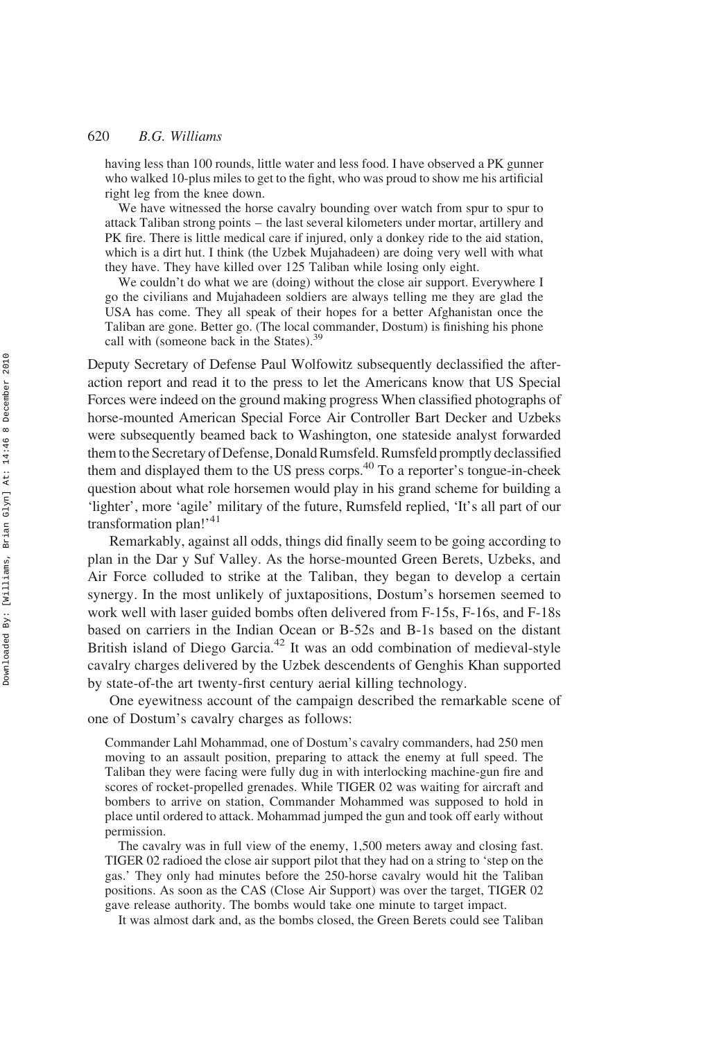> having less than 100 rounds, little water and less food. I have observed a PK gunner who walked 10-plus miles to get to the fight, who was proud to show me his artificial right leg from the knee down.
>
> We have witnessed the horse cavalry bounding over watch from spur to spur to attack Taliban strong points – the last several kilometers under mortar, artillery and PK fire. There is little medical care if injured, only a donkey ride to the aid station, which is a dirt hut. I think (the Uzbek Mujahadeen) are doing very well with what they have. They have killed over 125 Taliban while losing only eight.
>
> We couldn't do what we are (doing) without the close air support. Everywhere I go the civilians and Mujahadeen soldiers are always telling me they are glad the USA has come. They all speak of their hopes for a better Afghanistan once the Taliban are gone. Better go. (The local commander, Dostum) is finishing his phone call with (someone back in the States).[39]

Deputy Secretary of Defense Paul Wolfowitz subsequently declassified the after-action report and read it to the press to let the Americans know that US Special Forces were indeed on the ground making progress When classified photographs of horse-mounted American Special Force Air Controller Bart Decker and Uzbeks were subsequently beamed back to Washington, one stateside analyst forwarded them to the Secretary of Defense, Donald Rumsfeld. Rumsfeld promptly declassified them and displayed them to the US press corps.[40] To a reporter's tongue-in-cheek question about what role horsemen would play in his grand scheme for building a 'lighter', more 'agile' military of the future, Rumsfeld replied, 'It's all part of our transformation plan!'[41]

Remarkably, against all odds, things did finally seem to be going according to plan in the Dar y Suf Valley. As the horse-mounted Green Berets, Uzbeks, and Air Force colluded to strike at the Taliban, they began to develop a certain synergy. In the most unlikely of juxtapositions, Dostum's horsemen seemed to work well with laser guided bombs often delivered from F-15s, F-16s, and F-18s based on carriers in the Indian Ocean or B-52s and B-1s based on the distant British island of Diego Garcia.[42] It was an odd combination of medieval-style cavalry charges delivered by the Uzbek descendents of Genghis Khan supported by state-of-the art twenty-first century aerial killing technology.

One eyewitness account of the campaign described the remarkable scene of one of Dostum's cavalry charges as follows:

> Commander Lahl Mohammad, one of Dostum's cavalry commanders, had 250 men moving to an assault position, preparing to attack the enemy at full speed. The Taliban they were facing were fully dug in with interlocking machine-gun fire and scores of rocket-propelled grenades. While TIGER 02 was waiting for aircraft and bombers to arrive on station, Commander Mohammed was supposed to hold in place until ordered to attack. Mohammad jumped the gun and took off early without permission.
>
> The cavalry was in full view of the enemy, 1,500 meters away and closing fast. TIGER 02 radioed the close air support pilot that they had on a string to 'step on the gas.' They only had minutes before the 250-horse cavalry would hit the Taliban positions. As soon as the CAS (Close Air Support) was over the target, TIGER 02 gave release authority. The bombs would take one minute to target impact.
>
> It was almost dark and, as the bombs closed, the Green Berets could see Taliban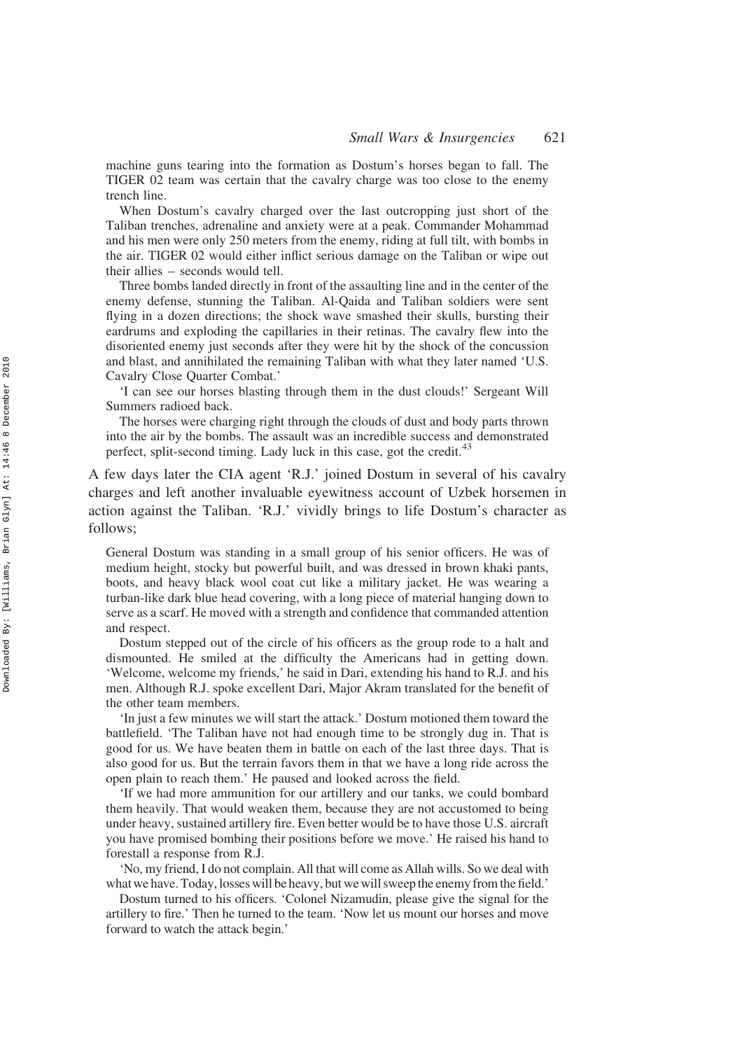> machine guns tearing into the formation as Dostum's horses began to fall. The TIGER 02 team was certain that the cavalry charge was too close to the enemy trench line.
>
> When Dostum's cavalry charged over the last outcropping just short of the Taliban trenches, adrenaline and anxiety were at a peak. Commander Mohammad and his men were only 250 meters from the enemy, riding at full tilt, with bombs in the air. TIGER 02 would either inflict serious damage on the Taliban or wipe out their allies – seconds would tell.
>
> Three bombs landed directly in front of the assaulting line and in the center of the enemy defense, stunning the Taliban. Al-Qaida and Taliban soldiers were sent flying in a dozen directions; the shock wave smashed their skulls, bursting their eardrums and exploding the capillaries in their retinas. The cavalry flew into the disoriented enemy just seconds after they were hit by the shock of the concussion and blast, and annihilated the remaining Taliban with what they later named 'U.S. Cavalry Close Quarter Combat.'
>
> 'I can see our horses blasting through them in the dust clouds!' Sergeant Will Summers radioed back.
>
> The horses were charging right through the clouds of dust and body parts thrown into the air by the bombs. The assault was an incredible success and demonstrated perfect, split-second timing. Lady luck in this case, got the credit.[43]

A few days later the CIA agent 'R.J.' joined Dostum in several of his cavalry charges and left another invaluable eyewitness account of Uzbek horsemen in action against the Taliban. 'R.J.' vividly brings to life Dostum's character as follows;

> General Dostum was standing in a small group of his senior officers. He was of medium height, stocky but powerful built, and was dressed in brown khaki pants, boots, and heavy black wool coat cut like a military jacket. He was wearing a turban-like dark blue head covering, with a long piece of material hanging down to serve as a scarf. He moved with a strength and confidence that commanded attention and respect.
>
> Dostum stepped out of the circle of his officers as the group rode to a halt and dismounted. He smiled at the difficulty the Americans had in getting down. 'Welcome, welcome my friends,' he said in Dari, extending his hand to R.J. and his men. Although R.J. spoke excellent Dari, Major Akram translated for the benefit of the other team members.
>
> 'In just a few minutes we will start the attack.' Dostum motioned them toward the battlefield. 'The Taliban have not had enough time to be strongly dug in. That is good for us. We have beaten them in battle on each of the last three days. That is also good for us. But the terrain favors them in that we have a long ride across the open plain to reach them.' He paused and looked across the field.
>
> 'If we had more ammunition for our artillery and our tanks, we could bombard them heavily. That would weaken them, because they are not accustomed to being under heavy, sustained artillery fire. Even better would be to have those U.S. aircraft you have promised bombing their positions before we move.' He raised his hand to forestall a response from R.J.
>
> 'No, my friend, I do not complain. All that will come as Allah wills. So we deal with what we have. Today, losses will be heavy, but we will sweep the enemy from the field.'
>
> Dostum turned to his officers. 'Colonel Nizamudin, please give the signal for the artillery to fire.' Then he turned to the team. 'Now let us mount our horses and move forward to watch the attack begin.'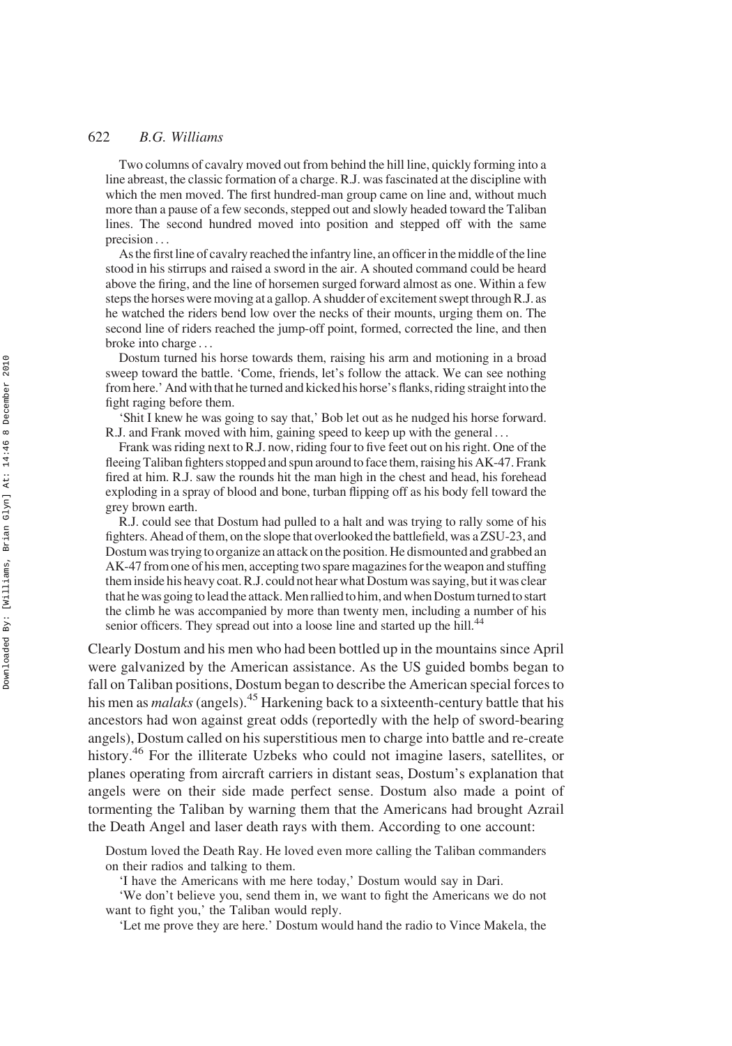> Two columns of cavalry moved out from behind the hill line, quickly forming into a line abreast, the classic formation of a charge. R.J. was fascinated at the discipline with which the men moved. The first hundred-man group came on line and, without much more than a pause of a few seconds, stepped out and slowly headed toward the Taliban lines. The second hundred moved into position and stepped off with the same precision . . .
>
> As the first line of cavalry reached the infantry line, an officer in the middle of the line stood in his stirrups and raised a sword in the air. A shouted command could be heard above the firing, and the line of horsemen surged forward almost as one. Within a few steps the horses were moving at a gallop. A shudder of excitement swept through R.J. as he watched the riders bend low over the necks of their mounts, urging them on. The second line of riders reached the jump-off point, formed, corrected the line, and then broke into charge . . .
>
> Dostum turned his horse towards them, raising his arm and motioning in a broad sweep toward the battle. 'Come, friends, let's follow the attack. We can see nothing from here.' And with that he turned and kicked his horse's flanks, riding straight into the fight raging before them.
>
> 'Shit I knew he was going to say that,' Bob let out as he nudged his horse forward. R.J. and Frank moved with him, gaining speed to keep up with the general . . .
>
> Frank was riding next to R.J. now, riding four to five feet out on his right. One of the fleeing Taliban fighters stopped and spun around to face them, raising his AK-47. Frank fired at him. R.J. saw the rounds hit the man high in the chest and head, his forehead exploding in a spray of blood and bone, turban flipping off as his body fell toward the grey brown earth.
>
> R.J. could see that Dostum had pulled to a halt and was trying to rally some of his fighters. Ahead of them, on the slope that overlooked the battlefield, was a ZSU-23, and Dostum was trying to organize an attack on the position. He dismounted and grabbed an AK-47 from one of his men, accepting two spare magazines for the weapon and stuffing them inside his heavy coat. R.J. could not hear what Dostum was saying, but it was clear that he was going to lead the attack. Men rallied to him, and when Dostum turned to start the climb he was accompanied by more than twenty men, including a number of his senior officers. They spread out into a loose line and started up the hill.[44]

Clearly Dostum and his men who had been bottled up in the mountains since April were galvanized by the American assistance. As the US guided bombs began to fall on Taliban positions, Dostum began to describe the American special forces to his men as *malaks* (angels).[45] Harkening back to a sixteenth-century battle that his ancestors had won against great odds (reportedly with the help of sword-bearing angels), Dostum called on his superstitious men to charge into battle and re-create history.[46] For the illiterate Uzbeks who could not imagine lasers, satellites, or planes operating from aircraft carriers in distant seas, Dostum's explanation that angels were on their side made perfect sense. Dostum also made a point of tormenting the Taliban by warning them that the Americans had brought Azrail the Death Angel and laser death rays with them. According to one account:

> Dostum loved the Death Ray. He loved even more calling the Taliban commanders on their radios and talking to them.
>
> 'I have the Americans with me here today,' Dostum would say in Dari.
>
> 'We don't believe you, send them in, we want to fight the Americans we do not want to fight you,' the Taliban would reply.
>
> 'Let me prove they are here.' Dostum would hand the radio to Vince Makela, the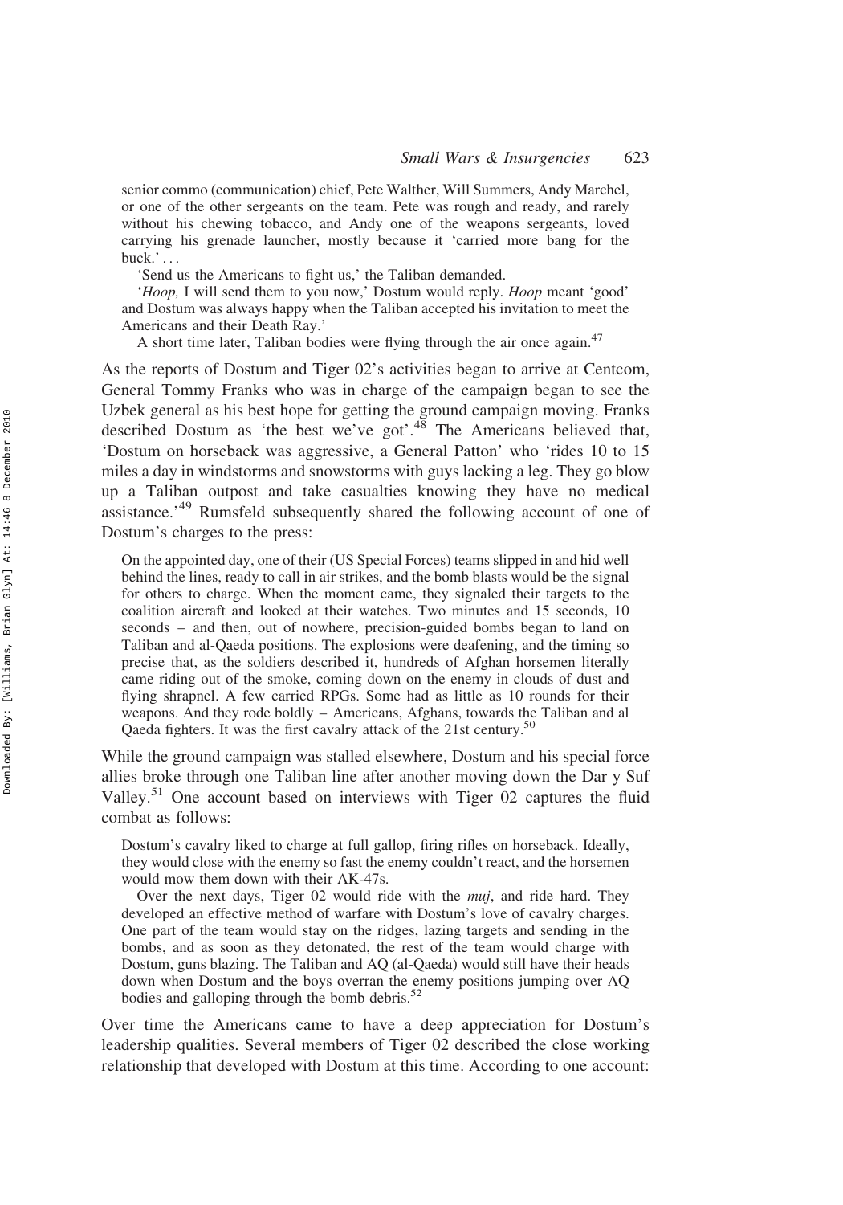> senior commo (communication) chief, Pete Walther, Will Summers, Andy Marchel, or one of the other sergeants on the team. Pete was rough and ready, and rarely without his chewing tobacco, and Andy one of the weapons sergeants, loved carrying his grenade launcher, mostly because it 'carried more bang for the buck.' . . .
>
> 'Send us the Americans to fight us,' the Taliban demanded.
>
> '*Hoop,* I will send them to you now,' Dostum would reply. *Hoop* meant 'good' and Dostum was always happy when the Taliban accepted his invitation to meet the Americans and their Death Ray.'
>
> A short time later, Taliban bodies were flying through the air once again.[47]

As the reports of Dostum and Tiger 02's activities began to arrive at Centcom, General Tommy Franks who was in charge of the campaign began to see the Uzbek general as his best hope for getting the ground campaign moving. Franks described Dostum as 'the best we've got'.[48] The Americans believed that, 'Dostum on horseback was aggressive, a General Patton' who 'rides 10 to 15 miles a day in windstorms and snowstorms with guys lacking a leg. They go blow up a Taliban outpost and take casualties knowing they have no medical assistance.'[49] Rumsfeld subsequently shared the following account of one of Dostum's charges to the press:

> On the appointed day, one of their (US Special Forces) teams slipped in and hid well behind the lines, ready to call in air strikes, and the bomb blasts would be the signal for others to charge. When the moment came, they signaled their targets to the coalition aircraft and looked at their watches. Two minutes and 15 seconds, 10 seconds – and then, out of nowhere, precision-guided bombs began to land on Taliban and al-Qaeda positions. The explosions were deafening, and the timing so precise that, as the soldiers described it, hundreds of Afghan horsemen literally came riding out of the smoke, coming down on the enemy in clouds of dust and flying shrapnel. A few carried RPGs. Some had as little as 10 rounds for their weapons. And they rode boldly – Americans, Afghans, towards the Taliban and al Qaeda fighters. It was the first cavalry attack of the 21st century.[50]

While the ground campaign was stalled elsewhere, Dostum and his special force allies broke through one Taliban line after another moving down the Dar y Suf Valley.[51] One account based on interviews with Tiger 02 captures the fluid combat as follows:

> Dostum's cavalry liked to charge at full gallop, firing rifles on horseback. Ideally, they would close with the enemy so fast the enemy couldn't react, and the horsemen would mow them down with their AK-47s.
>
> Over the next days, Tiger 02 would ride with the *muj*, and ride hard. They developed an effective method of warfare with Dostum's love of cavalry charges. One part of the team would stay on the ridges, lazing targets and sending in the bombs, and as soon as they detonated, the rest of the team would charge with Dostum, guns blazing. The Taliban and AQ (al-Qaeda) would still have their heads down when Dostum and the boys overran the enemy positions jumping over AQ bodies and galloping through the bomb debris.[52]

Over time the Americans came to have a deep appreciation for Dostum's leadership qualities. Several members of Tiger 02 described the close working relationship that developed with Dostum at this time. According to one account: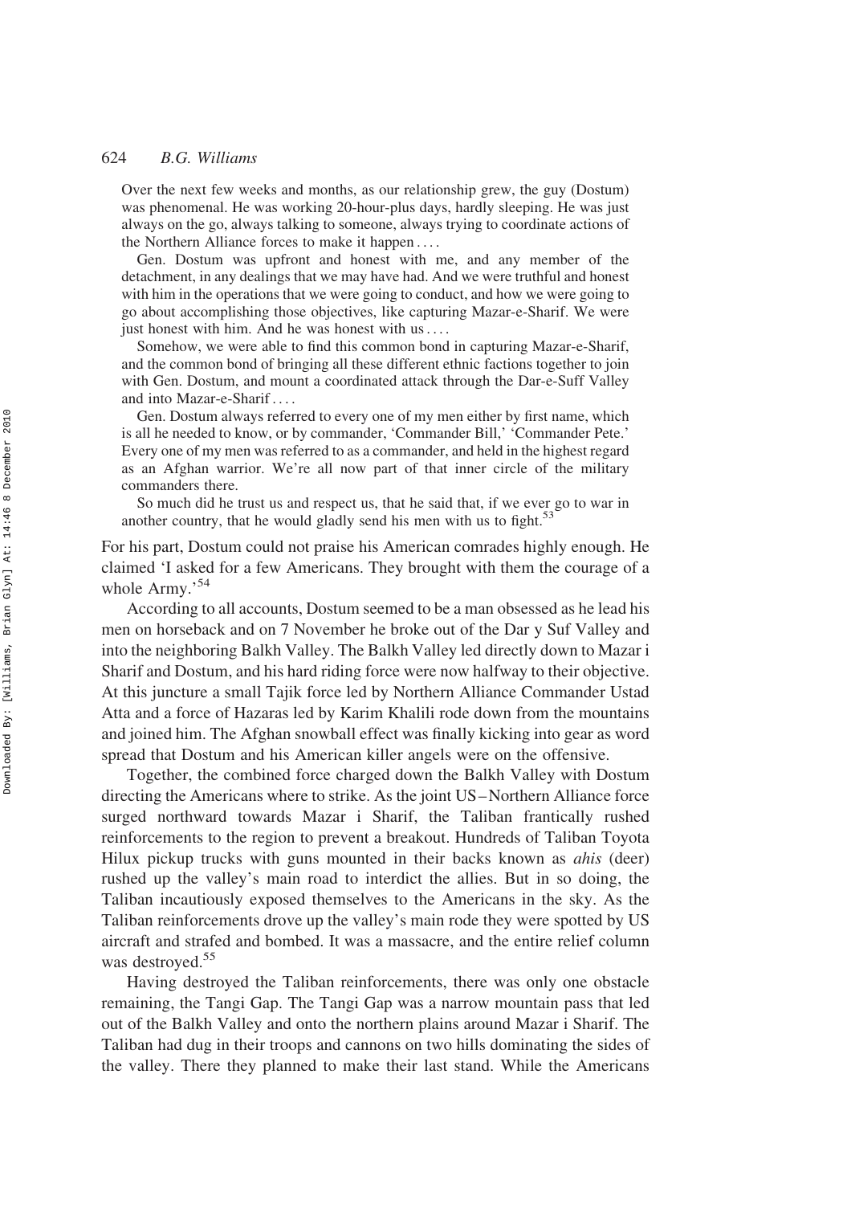> Over the next few weeks and months, as our relationship grew, the guy (Dostum) was phenomenal. He was working 20-hour-plus days, hardly sleeping. He was just always on the go, always talking to someone, always trying to coordinate actions of the Northern Alliance forces to make it happen . . . .
>
> Gen. Dostum was upfront and honest with me, and any member of the detachment, in any dealings that we may have had. And we were truthful and honest with him in the operations that we were going to conduct, and how we were going to go about accomplishing those objectives, like capturing Mazar-e-Sharif. We were just honest with him. And he was honest with us . . . .
>
> Somehow, we were able to find this common bond in capturing Mazar-e-Sharif, and the common bond of bringing all these different ethnic factions together to join with Gen. Dostum, and mount a coordinated attack through the Dar-e-Suff Valley and into Mazar-e-Sharif . . . .
>
> Gen. Dostum always referred to every one of my men either by first name, which is all he needed to know, or by commander, 'Commander Bill,' 'Commander Pete.' Every one of my men was referred to as a commander, and held in the highest regard as an Afghan warrior. We're all now part of that inner circle of the military commanders there.
>
> So much did he trust us and respect us, that he said that, if we ever go to war in another country, that he would gladly send his men with us to fight.[53]

For his part, Dostum could not praise his American comrades highly enough. He claimed 'I asked for a few Americans. They brought with them the courage of a whole Army.'[54]

According to all accounts, Dostum seemed to be a man obsessed as he lead his men on horseback and on 7 November he broke out of the Dar y Suf Valley and into the neighboring Balkh Valley. The Balkh Valley led directly down to Mazar i Sharif and Dostum, and his hard riding force were now halfway to their objective. At this juncture a small Tajik force led by Northern Alliance Commander Ustad Atta and a force of Hazaras led by Karim Khalili rode down from the mountains and joined him. The Afghan snowball effect was finally kicking into gear as word spread that Dostum and his American killer angels were on the offensive.

Together, the combined force charged down the Balkh Valley with Dostum directing the Americans where to strike. As the joint US–Northern Alliance force surged northward towards Mazar i Sharif, the Taliban frantically rushed reinforcements to the region to prevent a breakout. Hundreds of Taliban Toyota Hilux pickup trucks with guns mounted in their backs known as *ahis* (deer) rushed up the valley's main road to interdict the allies. But in so doing, the Taliban incautiously exposed themselves to the Americans in the sky. As the Taliban reinforcements drove up the valley's main rode they were spotted by US aircraft and strafed and bombed. It was a massacre, and the entire relief column was destroyed.[55]

Having destroyed the Taliban reinforcements, there was only one obstacle remaining, the Tangi Gap. The Tangi Gap was a narrow mountain pass that led out of the Balkh Valley and onto the northern plains around Mazar i Sharif. The Taliban had dug in their troops and cannons on two hills dominating the sides of the valley. There they planned to make their last stand. While the Americans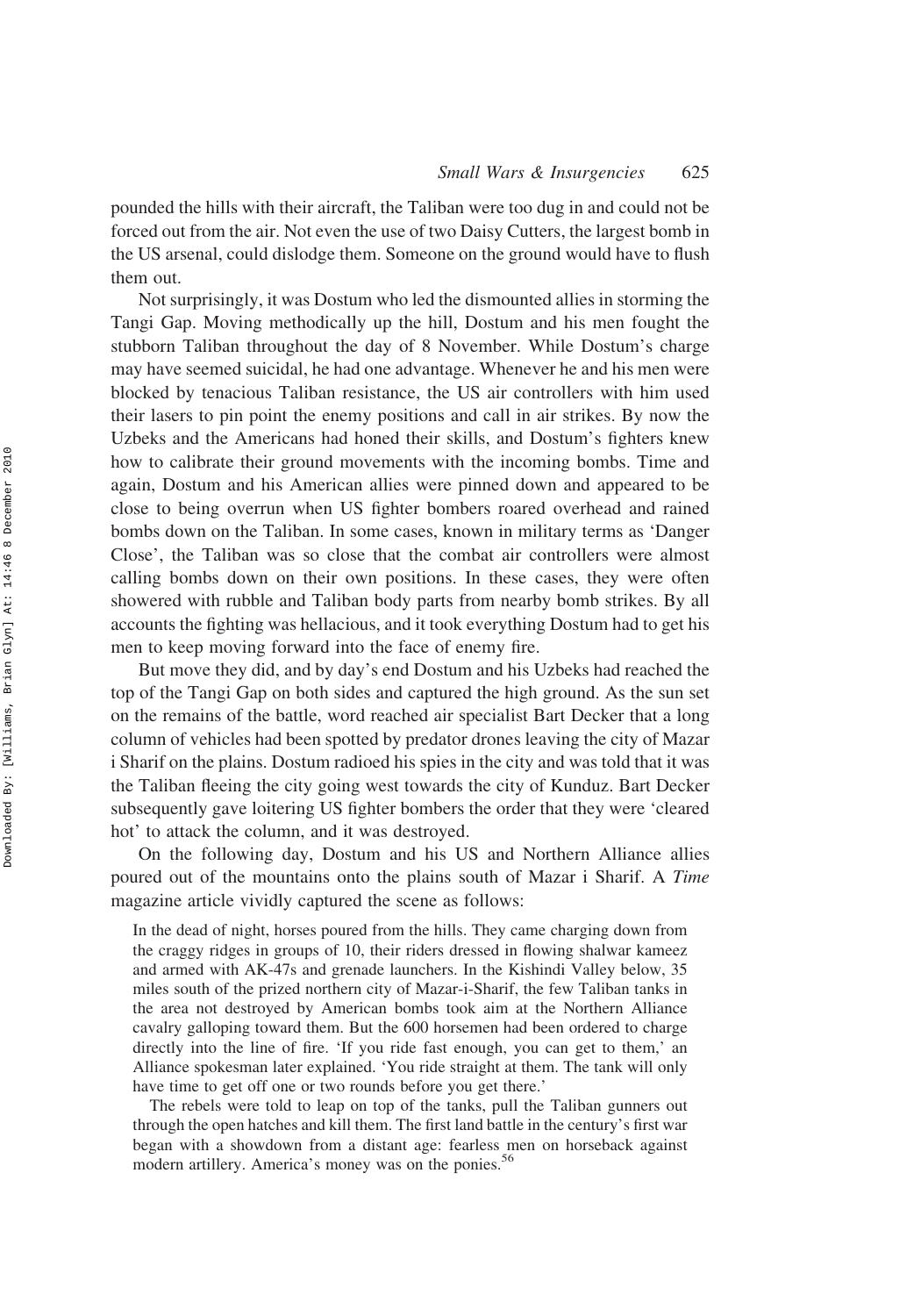pounded the hills with their aircraft, the Taliban were too dug in and could not be forced out from the air. Not even the use of two Daisy Cutters, the largest bomb in the US arsenal, could dislodge them. Someone on the ground would have to flush them out.

Not surprisingly, it was Dostum who led the dismounted allies in storming the Tangi Gap. Moving methodically up the hill, Dostum and his men fought the stubborn Taliban throughout the day of 8 November. While Dostum's charge may have seemed suicidal, he had one advantage. Whenever he and his men were blocked by tenacious Taliban resistance, the US air controllers with him used their lasers to pin point the enemy positions and call in air strikes. By now the Uzbeks and the Americans had honed their skills, and Dostum's fighters knew how to calibrate their ground movements with the incoming bombs. Time and again, Dostum and his American allies were pinned down and appeared to be close to being overrun when US fighter bombers roared overhead and rained bombs down on the Taliban. In some cases, known in military terms as 'Danger Close', the Taliban was so close that the combat air controllers were almost calling bombs down on their own positions. In these cases, they were often showered with rubble and Taliban body parts from nearby bomb strikes. By all accounts the fighting was hellacious, and it took everything Dostum had to get his men to keep moving forward into the face of enemy fire.

But move they did, and by day's end Dostum and his Uzbeks had reached the top of the Tangi Gap on both sides and captured the high ground. As the sun set on the remains of the battle, word reached air specialist Bart Decker that a long column of vehicles had been spotted by predator drones leaving the city of Mazar i Sharif on the plains. Dostum radioed his spies in the city and was told that it was the Taliban fleeing the city going west towards the city of Kunduz. Bart Decker subsequently gave loitering US fighter bombers the order that they were 'cleared hot' to attack the column, and it was destroyed.

On the following day, Dostum and his US and Northern Alliance allies poured out of the mountains onto the plains south of Mazar i Sharif. A *Time* magazine article vividly captured the scene as follows:

> In the dead of night, horses poured from the hills. They came charging down from the craggy ridges in groups of 10, their riders dressed in flowing shalwar kameez and armed with AK-47s and grenade launchers. In the Kishindi Valley below, 35 miles south of the prized northern city of Mazar-i-Sharif, the few Taliban tanks in the area not destroyed by American bombs took aim at the Northern Alliance cavalry galloping toward them. But the 600 horsemen had been ordered to charge directly into the line of fire. 'If you ride fast enough, you can get to them,' an Alliance spokesman later explained. 'You ride straight at them. The tank will only have time to get off one or two rounds before you get there.'
>
> The rebels were told to leap on top of the tanks, pull the Taliban gunners out through the open hatches and kill them. The first land battle in the century's first war began with a showdown from a distant age: fearless men on horseback against modern artillery. America's money was on the ponies.[56]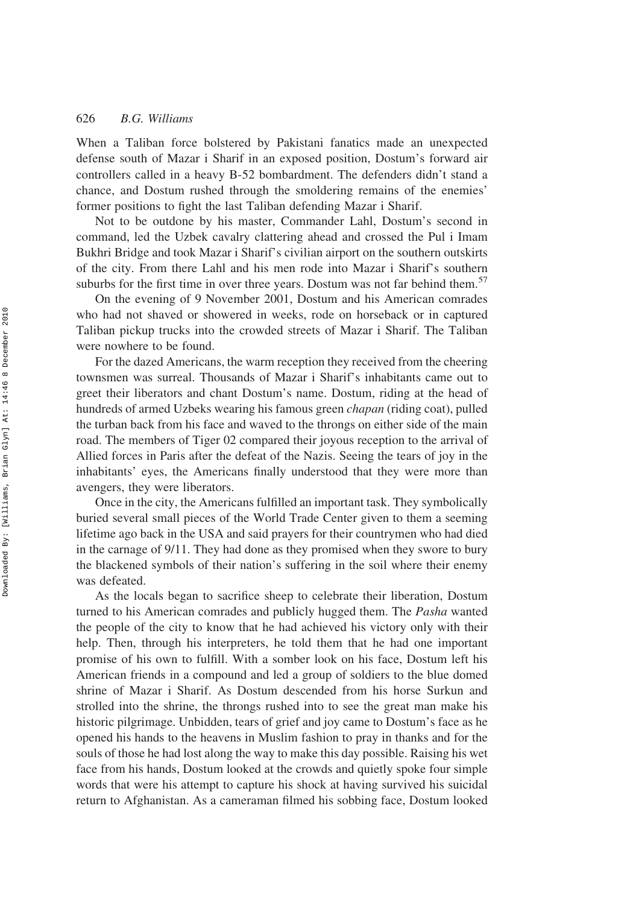When a Taliban force bolstered by Pakistani fanatics made an unexpected defense south of Mazar i Sharif in an exposed position, Dostum's forward air controllers called in a heavy B-52 bombardment. The defenders didn't stand a chance, and Dostum rushed through the smoldering remains of the enemies' former positions to fight the last Taliban defending Mazar i Sharif.

Not to be outdone by his master, Commander Lahl, Dostum's second in command, led the Uzbek cavalry clattering ahead and crossed the Pul i Imam Bukhri Bridge and took Mazar i Sharif's civilian airport on the southern outskirts of the city. From there Lahl and his men rode into Mazar i Sharif's southern suburbs for the first time in over three years. Dostum was not far behind them.[57]

On the evening of 9 November 2001, Dostum and his American comrades who had not shaved or showered in weeks, rode on horseback or in captured Taliban pickup trucks into the crowded streets of Mazar i Sharif. The Taliban were nowhere to be found.

For the dazed Americans, the warm reception they received from the cheering townsmen was surreal. Thousands of Mazar i Sharif's inhabitants came out to greet their liberators and chant Dostum's name. Dostum, riding at the head of hundreds of armed Uzbeks wearing his famous green *chapan* (riding coat), pulled the turban back from his face and waved to the throngs on either side of the main road. The members of Tiger 02 compared their joyous reception to the arrival of Allied forces in Paris after the defeat of the Nazis. Seeing the tears of joy in the inhabitants' eyes, the Americans finally understood that they were more than avengers, they were liberators.

Once in the city, the Americans fulfilled an important task. They symbolically buried several small pieces of the World Trade Center given to them a seeming lifetime ago back in the USA and said prayers for their countrymen who had died in the carnage of 9/11. They had done as they promised when they swore to bury the blackened symbols of their nation's suffering in the soil where their enemy was defeated.

As the locals began to sacrifice sheep to celebrate their liberation, Dostum turned to his American comrades and publicly hugged them. The *Pasha* wanted the people of the city to know that he had achieved his victory only with their help. Then, through his interpreters, he told them that he had one important promise of his own to fulfill. With a somber look on his face, Dostum left his American friends in a compound and led a group of soldiers to the blue domed shrine of Mazar i Sharif. As Dostum descended from his horse Surkun and strolled into the shrine, the throngs rushed into to see the great man make his historic pilgrimage. Unbidden, tears of grief and joy came to Dostum's face as he opened his hands to the heavens in Muslim fashion to pray in thanks and for the souls of those he had lost along the way to make this day possible. Raising his wet face from his hands, Dostum looked at the crowds and quietly spoke four simple words that were his attempt to capture his shock at having survived his suicidal return to Afghanistan. As a cameraman filmed his sobbing face, Dostum looked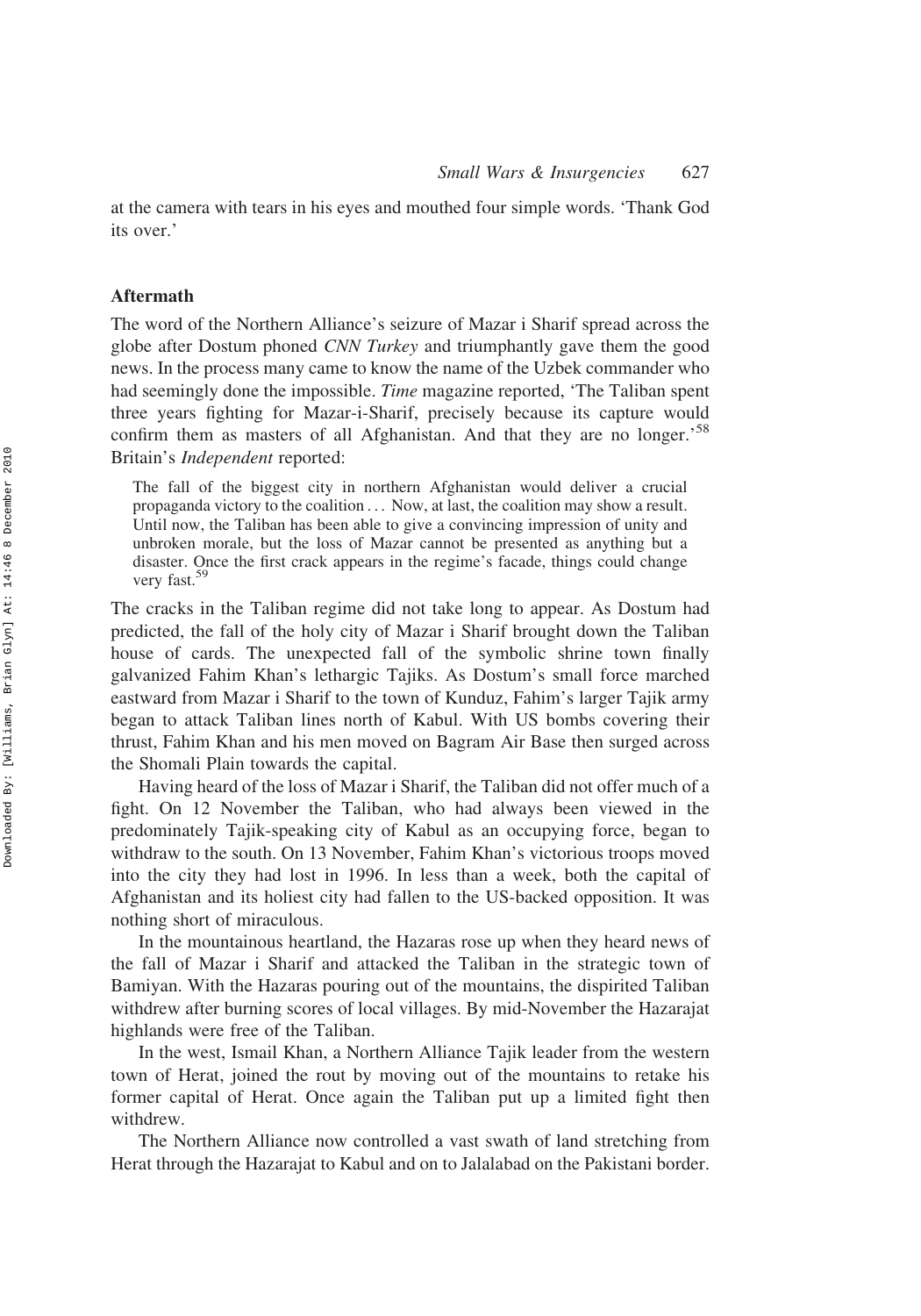at the camera with tears in his eyes and mouthed four simple words. 'Thank God its over.'

## Aftermath

The word of the Northern Alliance's seizure of Mazar i Sharif spread across the globe after Dostum phoned *CNN Turkey* and triumphantly gave them the good news. In the process many came to know the name of the Uzbek commander who had seemingly done the impossible. *Time* magazine reported, 'The Taliban spent three years fighting for Mazar-i-Sharif, precisely because its capture would confirm them as masters of all Afghanistan. And that they are no longer.'[58] Britain's *Independent* reported:

> The fall of the biggest city in northern Afghanistan would deliver a crucial propaganda victory to the coalition ... Now, at last, the coalition may show a result. Until now, the Taliban has been able to give a convincing impression of unity and unbroken morale, but the loss of Mazar cannot be presented as anything but a disaster. Once the first crack appears in the regime's facade, things could change very fast.[59]

The cracks in the Taliban regime did not take long to appear. As Dostum had predicted, the fall of the holy city of Mazar i Sharif brought down the Taliban house of cards. The unexpected fall of the symbolic shrine town finally galvanized Fahim Khan's lethargic Tajiks. As Dostum's small force marched eastward from Mazar i Sharif to the town of Kunduz, Fahim's larger Tajik army began to attack Taliban lines north of Kabul. With US bombs covering their thrust, Fahim Khan and his men moved on Bagram Air Base then surged across the Shomali Plain towards the capital.

Having heard of the loss of Mazar i Sharif, the Taliban did not offer much of a fight. On 12 November the Taliban, who had always been viewed in the predominately Tajik-speaking city of Kabul as an occupying force, began to withdraw to the south. On 13 November, Fahim Khan's victorious troops moved into the city they had lost in 1996. In less than a week, both the capital of Afghanistan and its holiest city had fallen to the US-backed opposition. It was nothing short of miraculous.

In the mountainous heartland, the Hazaras rose up when they heard news of the fall of Mazar i Sharif and attacked the Taliban in the strategic town of Bamiyan. With the Hazaras pouring out of the mountains, the dispirited Taliban withdrew after burning scores of local villages. By mid-November the Hazarajat highlands were free of the Taliban.

In the west, Ismail Khan, a Northern Alliance Tajik leader from the western town of Herat, joined the rout by moving out of the mountains to retake his former capital of Herat. Once again the Taliban put up a limited fight then withdrew.

The Northern Alliance now controlled a vast swath of land stretching from Herat through the Hazarajat to Kabul and on to Jalalabad on the Pakistani border.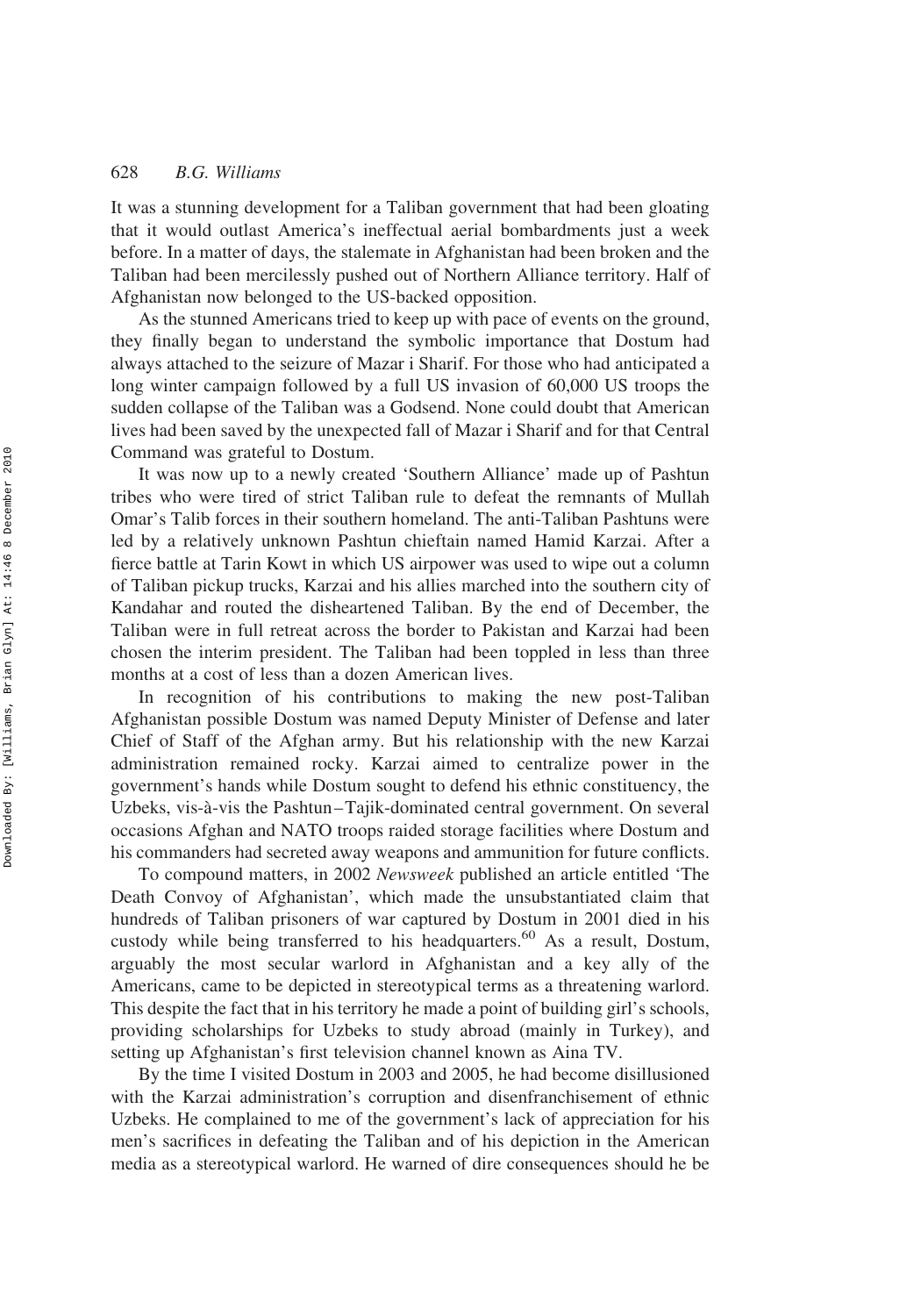It was a stunning development for a Taliban government that had been gloating that it would outlast America's ineffectual aerial bombardments just a week before. In a matter of days, the stalemate in Afghanistan had been broken and the Taliban had been mercilessly pushed out of Northern Alliance territory. Half of Afghanistan now belonged to the US-backed opposition.

As the stunned Americans tried to keep up with pace of events on the ground, they finally began to understand the symbolic importance that Dostum had always attached to the seizure of Mazar i Sharif. For those who had anticipated a long winter campaign followed by a full US invasion of 60,000 US troops the sudden collapse of the Taliban was a Godsend. None could doubt that American lives had been saved by the unexpected fall of Mazar i Sharif and for that Central Command was grateful to Dostum.

It was now up to a newly created 'Southern Alliance' made up of Pashtun tribes who were tired of strict Taliban rule to defeat the remnants of Mullah Omar's Talib forces in their southern homeland. The anti-Taliban Pashtuns were led by a relatively unknown Pashtun chieftain named Hamid Karzai. After a fierce battle at Tarin Kowt in which US airpower was used to wipe out a column of Taliban pickup trucks, Karzai and his allies marched into the southern city of Kandahar and routed the disheartened Taliban. By the end of December, the Taliban were in full retreat across the border to Pakistan and Karzai had been chosen the interim president. The Taliban had been toppled in less than three months at a cost of less than a dozen American lives.

In recognition of his contributions to making the new post-Taliban Afghanistan possible Dostum was named Deputy Minister of Defense and later Chief of Staff of the Afghan army. But his relationship with the new Karzai administration remained rocky. Karzai aimed to centralize power in the government's hands while Dostum sought to defend his ethnic constituency, the Uzbeks, vis-à-vis the Pashtun–Tajik-dominated central government. On several occasions Afghan and NATO troops raided storage facilities where Dostum and his commanders had secreted away weapons and ammunition for future conflicts.

To compound matters, in 2002 *Newsweek* published an article entitled 'The Death Convoy of Afghanistan', which made the unsubstantiated claim that hundreds of Taliban prisoners of war captured by Dostum in 2001 died in his custody while being transferred to his headquarters.[60] As a result, Dostum, arguably the most secular warlord in Afghanistan and a key ally of the Americans, came to be depicted in stereotypical terms as a threatening warlord. This despite the fact that in his territory he made a point of building girl's schools, providing scholarships for Uzbeks to study abroad (mainly in Turkey), and setting up Afghanistan's first television channel known as Aina TV.

By the time I visited Dostum in 2003 and 2005, he had become disillusioned with the Karzai administration's corruption and disenfranchisement of ethnic Uzbeks. He complained to me of the government's lack of appreciation for his men's sacrifices in defeating the Taliban and of his depiction in the American media as a stereotypical warlord. He warned of dire consequences should he be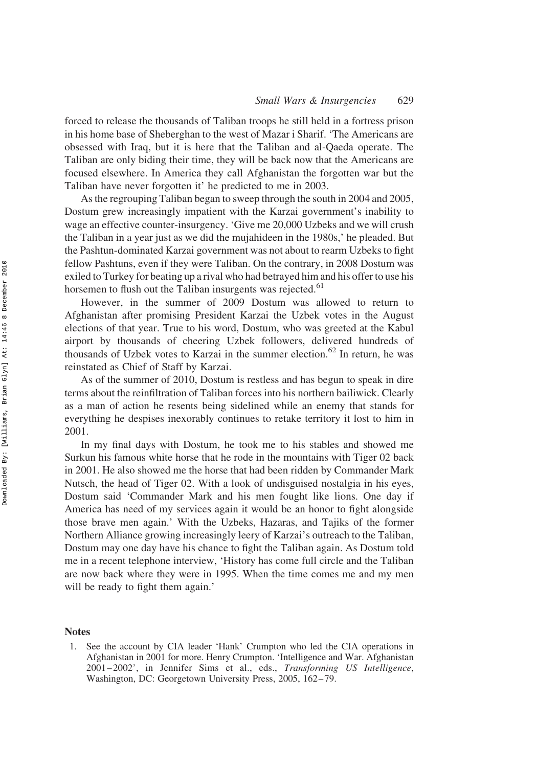forced to release the thousands of Taliban troops he still held in a fortress prison in his home base of Sheberghan to the west of Mazar i Sharif. 'The Americans are obsessed with Iraq, but it is here that the Taliban and al-Qaeda operate. The Taliban are only biding their time, they will be back now that the Americans are focused elsewhere. In America they call Afghanistan the forgotten war but the Taliban have never forgotten it' he predicted to me in 2003.

As the regrouping Taliban began to sweep through the south in 2004 and 2005, Dostum grew increasingly impatient with the Karzai government's inability to wage an effective counter-insurgency. 'Give me 20,000 Uzbeks and we will crush the Taliban in a year just as we did the mujahideen in the 1980s,' he pleaded. But the Pashtun-dominated Karzai government was not about to rearm Uzbeks to fight fellow Pashtuns, even if they were Taliban. On the contrary, in 2008 Dostum was exiled to Turkey for beating up a rival who had betrayed him and his offer to use his horsemen to flush out the Taliban insurgents was rejected.[61]

However, in the summer of 2009 Dostum was allowed to return to Afghanistan after promising President Karzai the Uzbek votes in the August elections of that year. True to his word, Dostum, who was greeted at the Kabul airport by thousands of cheering Uzbek followers, delivered hundreds of thousands of Uzbek votes to Karzai in the summer election.[62] In return, he was reinstated as Chief of Staff by Karzai.

As of the summer of 2010, Dostum is restless and has begun to speak in dire terms about the reinfiltration of Taliban forces into his northern bailiwick. Clearly as a man of action he resents being sidelined while an enemy that stands for everything he despises inexorably continues to retake territory it lost to him in 2001.

In my final days with Dostum, he took me to his stables and showed me Surkun his famous white horse that he rode in the mountains with Tiger 02 back in 2001. He also showed me the horse that had been ridden by Commander Mark Nutsch, the head of Tiger 02. With a look of undisguised nostalgia in his eyes, Dostum said 'Commander Mark and his men fought like lions. One day if America has need of my services again it would be an honor to fight alongside those brave men again.' With the Uzbeks, Hazaras, and Tajiks of the former Northern Alliance growing increasingly leery of Karzai's outreach to the Taliban, Dostum may one day have his chance to fight the Taliban again. As Dostum told me in a recent telephone interview, 'History has come full circle and the Taliban are now back where they were in 1995. When the time comes me and my men will be ready to fight them again.'

## Notes

1. See the account by CIA leader 'Hank' Crumpton who led the CIA operations in Afghanistan in 2001 for more. Henry Crumpton. 'Intelligence and War. Afghanistan 2001–2002', in Jennifer Sims et al., eds., *Transforming US Intelligence*, Washington, DC: Georgetown University Press, 2005, 162–79.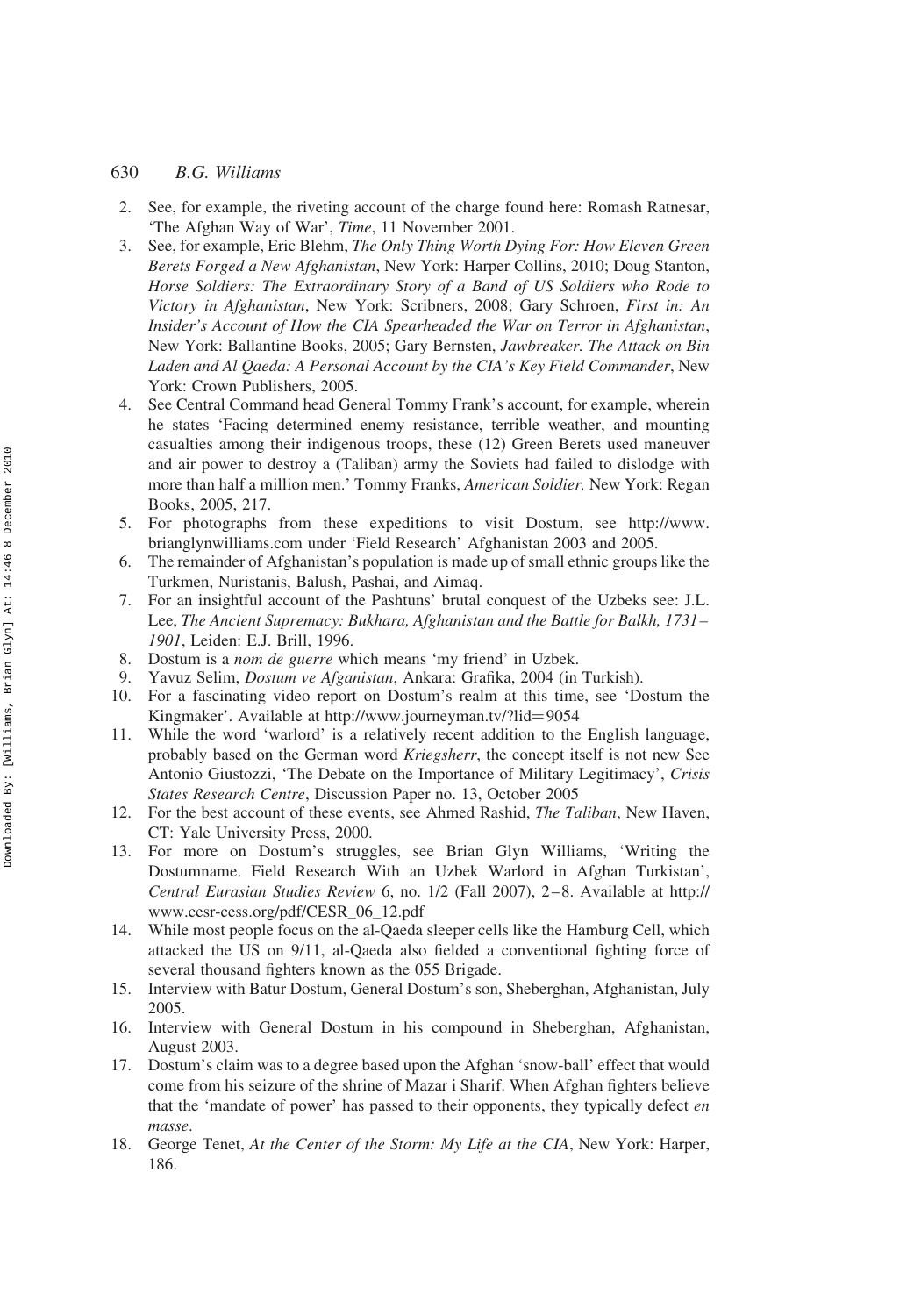2. See, for example, the riveting account of the charge found here: Romash Ratnesar, 'The Afghan Way of War', *Time*, 11 November 2001.
3. See, for example, Eric Blehm, *The Only Thing Worth Dying For: How Eleven Green Berets Forged a New Afghanistan*, New York: Harper Collins, 2010; Doug Stanton, *Horse Soldiers: The Extraordinary Story of a Band of US Soldiers who Rode to Victory in Afghanistan*, New York: Scribners, 2008; Gary Schroen, *First in: An Insider's Account of How the CIA Spearheaded the War on Terror in Afghanistan*, New York: Ballantine Books, 2005; Gary Bernsten, *Jawbreaker. The Attack on Bin Laden and Al Qaeda: A Personal Account by the CIA's Key Field Commander*, New York: Crown Publishers, 2005.
4. See Central Command head General Tommy Frank's account, for example, wherein he states 'Facing determined enemy resistance, terrible weather, and mounting casualties among their indigenous troops, these (12) Green Berets used maneuver and air power to destroy a (Taliban) army the Soviets had failed to dislodge with more than half a million men.' Tommy Franks, *American Soldier,* New York: Regan Books, 2005, 217.
5. For photographs from these expeditions to visit Dostum, see http://www.brianglynwilliams.com under 'Field Research' Afghanistan 2003 and 2005.
6. The remainder of Afghanistan's population is made up of small ethnic groups like the Turkmen, Nuristanis, Balush, Pashai, and Aimaq.
7. For an insightful account of the Pashtuns' brutal conquest of the Uzbeks see: J.L. Lee, *The Ancient Supremacy: Bukhara, Afghanistan and the Battle for Balkh, 1731–1901*, Leiden: E.J. Brill, 1996.
8. Dostum is a *nom de guerre* which means 'my friend' in Uzbek.
9. Yavuz Selim, *Dostum ve Afganistan*, Ankara: Grafika, 2004 (in Turkish).
10. For a fascinating video report on Dostum's realm at this time, see 'Dostum the Kingmaker'. Available at http://www.journeyman.tv/?lid=9054
11. While the word 'warlord' is a relatively recent addition to the English language, probably based on the German word *Kriegsherr*, the concept itself is not new See Antonio Giustozzi, 'The Debate on the Importance of Military Legitimacy', *Crisis States Research Centre*, Discussion Paper no. 13, October 2005
12. For the best account of these events, see Ahmed Rashid, *The Taliban*, New Haven, CT: Yale University Press, 2000.
13. For more on Dostum's struggles, see Brian Glyn Williams, 'Writing the Dostumname. Field Research With an Uzbek Warlord in Afghan Turkistan', *Central Eurasian Studies Review* 6, no. 1/2 (Fall 2007), 2–8. Available at http://www.cesr-cess.org/pdf/CESR_06_12.pdf
14. While most people focus on the al-Qaeda sleeper cells like the Hamburg Cell, which attacked the US on 9/11, al-Qaeda also fielded a conventional fighting force of several thousand fighters known as the 055 Brigade.
15. Interview with Batur Dostum, General Dostum's son, Sheberghan, Afghanistan, July 2005.
16. Interview with General Dostum in his compound in Sheberghan, Afghanistan, August 2003.
17. Dostum's claim was to a degree based upon the Afghan 'snow-ball' effect that would come from his seizure of the shrine of Mazar i Sharif. When Afghan fighters believe that the 'mandate of power' has passed to their opponents, they typically defect *en masse*.
18. George Tenet, *At the Center of the Storm: My Life at the CIA*, New York: Harper, 186.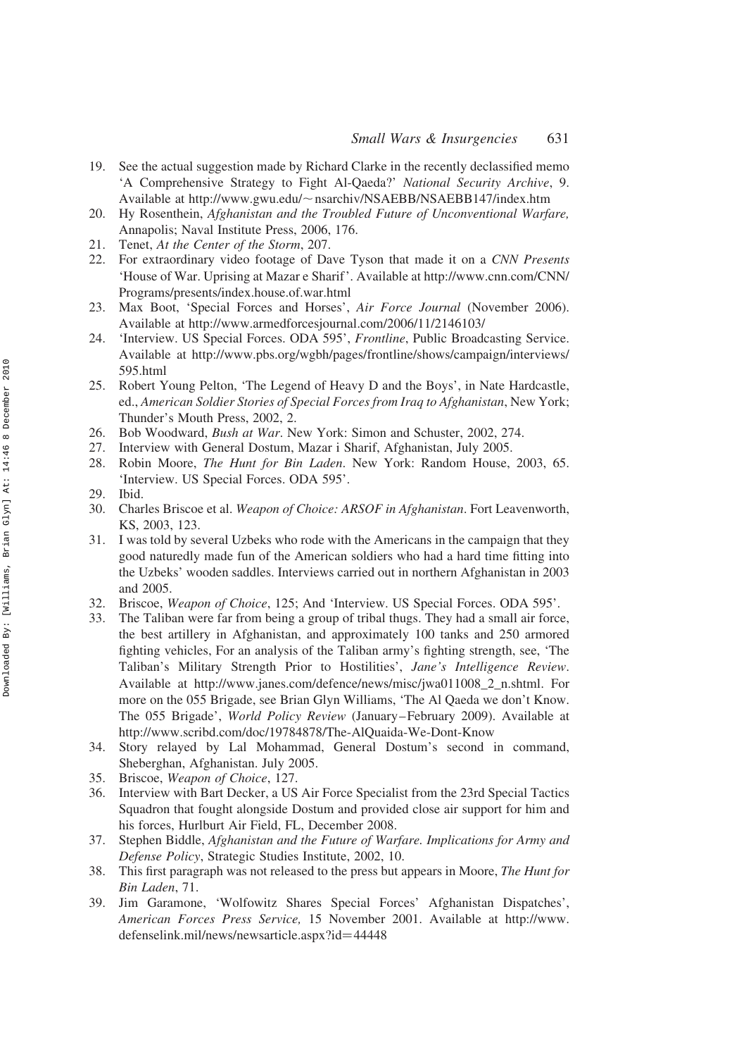19. See the actual suggestion made by Richard Clarke in the recently declassified memo 'A Comprehensive Strategy to Fight Al-Qaeda?' *National Security Archive*, 9. Available at http://www.gwu.edu/~nsarchiv/NSAEBB/NSAEBB147/index.htm
20. Hy Rosenthein, *Afghanistan and the Troubled Future of Unconventional Warfare,* Annapolis; Naval Institute Press, 2006, 176.
21. Tenet, *At the Center of the Storm*, 207.
22. For extraordinary video footage of Dave Tyson that made it on a *CNN Presents* 'House of War. Uprising at Mazar e Sharif'. Available at http://www.cnn.com/CNN/Programs/presents/index.house.of.war.html
23. Max Boot, 'Special Forces and Horses', *Air Force Journal* (November 2006). Available at http://www.armedforcesjournal.com/2006/11/2146103/
24. 'Interview. US Special Forces. ODA 595', *Frontline*, Public Broadcasting Service. Available at http://www.pbs.org/wgbh/pages/frontline/shows/campaign/interviews/595.html
25. Robert Young Pelton, 'The Legend of Heavy D and the Boys', in Nate Hardcastle, ed., *American Soldier Stories of Special Forces from Iraq to Afghanistan*, New York; Thunder's Mouth Press, 2002, 2.
26. Bob Woodward, *Bush at War*. New York: Simon and Schuster, 2002, 274.
27. Interview with General Dostum, Mazar i Sharif, Afghanistan, July 2005.
28. Robin Moore, *The Hunt for Bin Laden*. New York: Random House, 2003, 65. 'Interview. US Special Forces. ODA 595'.
29. Ibid.
30. Charles Briscoe et al. *Weapon of Choice: ARSOF in Afghanistan*. Fort Leavenworth, KS, 2003, 123.
31. I was told by several Uzbeks who rode with the Americans in the campaign that they good naturedly made fun of the American soldiers who had a hard time fitting into the Uzbeks' wooden saddles. Interviews carried out in northern Afghanistan in 2003 and 2005.
32. Briscoe, *Weapon of Choice*, 125; And 'Interview. US Special Forces. ODA 595'.
33. The Taliban were far from being a group of tribal thugs. They had a small air force, the best artillery in Afghanistan, and approximately 100 tanks and 250 armored fighting vehicles, For an analysis of the Taliban army's fighting strength, see, 'The Taliban's Military Strength Prior to Hostilities', *Jane's Intelligence Review*. Available at http://www.janes.com/defence/news/misc/jwa011008_2_n.shtml. For more on the 055 Brigade, see Brian Glyn Williams, 'The Al Qaeda we don't Know. The 055 Brigade', *World Policy Review* (January–February 2009). Available at http://www.scribd.com/doc/19784878/The-AlQuaida-We-Dont-Know
34. Story relayed by Lal Mohammad, General Dostum's second in command, Sheberghan, Afghanistan. July 2005.
35. Briscoe, *Weapon of Choice*, 127.
36. Interview with Bart Decker, a US Air Force Specialist from the 23rd Special Tactics Squadron that fought alongside Dostum and provided close air support for him and his forces, Hurlburt Air Field, FL, December 2008.
37. Stephen Biddle, *Afghanistan and the Future of Warfare. Implications for Army and Defense Policy*, Strategic Studies Institute, 2002, 10.
38. This first paragraph was not released to the press but appears in Moore, *The Hunt for Bin Laden*, 71.
39. Jim Garamone, 'Wolfowitz Shares Special Forces' Afghanistan Dispatches', *American Forces Press Service,* 15 November 2001. Available at http://www.defenselink.mil/news/newsarticle.aspx?id=44448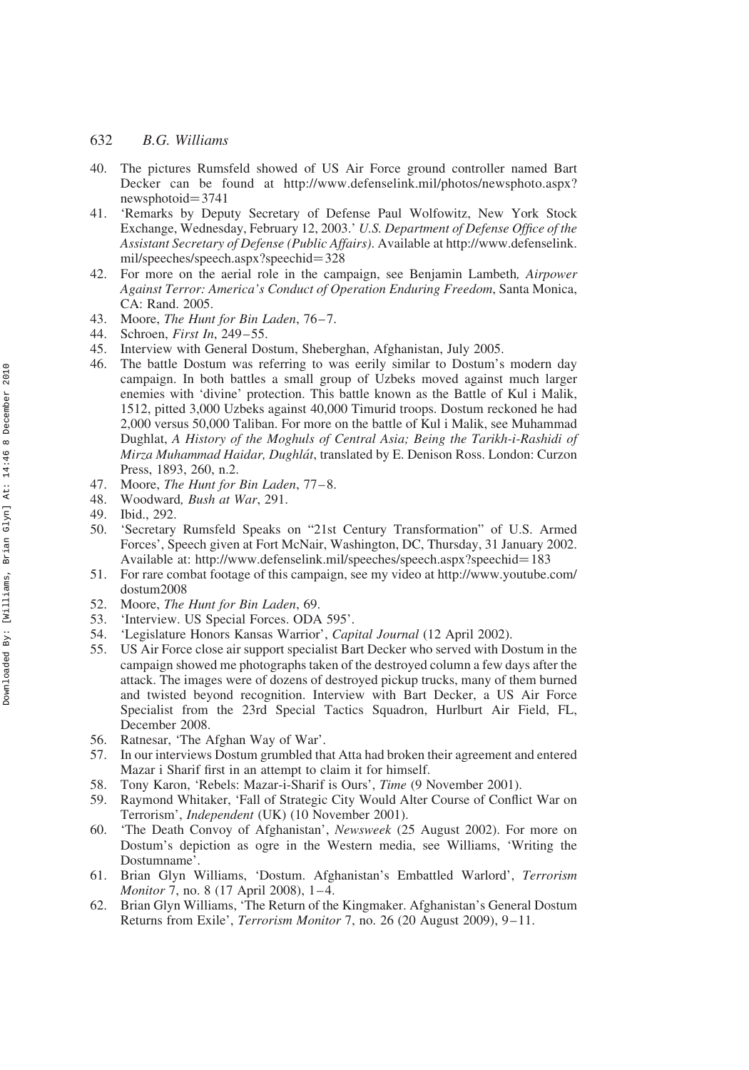40. The pictures Rumsfeld showed of US Air Force ground controller named Bart Decker can be found at http://www.defenselink.mil/photos/newsphoto.aspx?newsphotoid=3741
41. 'Remarks by Deputy Secretary of Defense Paul Wolfowitz, New York Stock Exchange, Wednesday, February 12, 2003.' *U.S. Department of Defense Office of the Assistant Secretary of Defense (Public Affairs)*. Available at http://www.defenselink.mil/speeches/speech.aspx?speechid=328
42. For more on the aerial role in the campaign, see Benjamin Lambeth*, Airpower Against Terror: America's Conduct of Operation Enduring Freedom*, Santa Monica, CA: Rand. 2005.
43. Moore, *The Hunt for Bin Laden*, 76–7.
44. Schroen, *First In*, 249–55.
45. Interview with General Dostum, Sheberghan, Afghanistan, July 2005.
46. The battle Dostum was referring to was eerily similar to Dostum's modern day campaign. In both battles a small group of Uzbeks moved against much larger enemies with 'divine' protection. This battle known as the Battle of Kul i Malik, 1512, pitted 3,000 Uzbeks against 40,000 Timurid troops. Dostum reckoned he had 2,000 versus 50,000 Taliban. For more on the battle of Kul i Malik, see Muhammad Dughlat, *A History of the Moghuls of Central Asia; Being the Tarikh-i-Rashidi of Mirza Muhammad Haidar, Dughlát*, translated by E. Denison Ross. London: Curzon Press, 1893, 260, n.2.
47. Moore, *The Hunt for Bin Laden*, 77–8.
48. Woodward*, Bush at War*, 291.
49. Ibid., 292.
50. 'Secretary Rumsfeld Speaks on "21st Century Transformation" of U.S. Armed Forces', Speech given at Fort McNair, Washington, DC, Thursday, 31 January 2002. Available at: http://www.defenselink.mil/speeches/speech.aspx?speechid=183
51. For rare combat footage of this campaign, see my video at http://www.youtube.com/dostum2008
52. Moore, *The Hunt for Bin Laden*, 69.
53. 'Interview. US Special Forces. ODA 595'.
54. 'Legislature Honors Kansas Warrior', *Capital Journal* (12 April 2002).
55. US Air Force close air support specialist Bart Decker who served with Dostum in the campaign showed me photographs taken of the destroyed column a few days after the attack. The images were of dozens of destroyed pickup trucks, many of them burned and twisted beyond recognition. Interview with Bart Decker, a US Air Force Specialist from the 23rd Special Tactics Squadron, Hurlburt Air Field, FL, December 2008.
56. Ratnesar, 'The Afghan Way of War'.
57. In our interviews Dostum grumbled that Atta had broken their agreement and entered Mazar i Sharif first in an attempt to claim it for himself.
58. Tony Karon, 'Rebels: Mazar-i-Sharif is Ours', *Time* (9 November 2001).
59. Raymond Whitaker, 'Fall of Strategic City Would Alter Course of Conflict War on Terrorism', *Independent* (UK) (10 November 2001).
60. 'The Death Convoy of Afghanistan', *Newsweek* (25 August 2002). For more on Dostum's depiction as ogre in the Western media, see Williams, 'Writing the Dostumname'.
61. Brian Glyn Williams, 'Dostum. Afghanistan's Embattled Warlord', *Terrorism Monitor* 7, no. 8 (17 April 2008), 1–4.
62. Brian Glyn Williams, 'The Return of the Kingmaker. Afghanistan's General Dostum Returns from Exile', *Terrorism Monitor* 7, no. 26 (20 August 2009), 9–11.